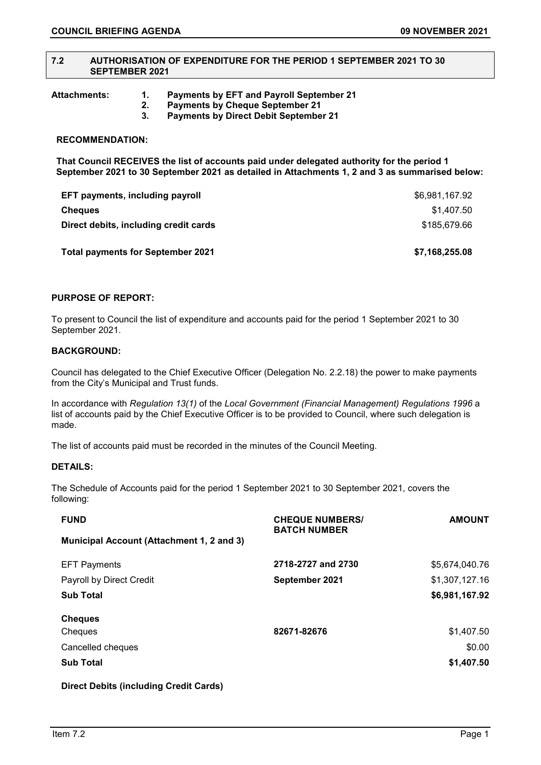## 7.2 AUTHORISATION OF EXPENDITURE FOR THE PERIOD 1 SEPTEMBER 2021 TO 30 SEPTEMBER 2021

**Attachments:**
1. **Payments by EFT and Payroll September 21**
2. **Payments by Cheque September 21**
3. **Payments by Direct Debit September 21**

**RECOMMENDATION:**

**That Council RECEIVES the list of accounts paid under delegated authority for the period 1 September 2021 to 30 September 2021 as detailed in Attachments 1, 2 and 3 as summarised below:**

| | |
|---|---:|
| **EFT payments, including payroll** | \$6,981,167.92 |
| **Cheques** | \$1,407.50 |
| **Direct debits, including credit cards** | \$185,679.66 |
| **Total payments for September 2021** | **\$7,168,255.08** |

**PURPOSE OF REPORT:**

To present to Council the list of expenditure and accounts paid for the period 1 September 2021 to 30 September 2021.

**BACKGROUND:**

Council has delegated to the Chief Executive Officer (Delegation No. 2.2.18) the power to make payments from the City's Municipal and Trust funds.

In accordance with *Regulation 13(1)* of the *Local Government (Financial Management) Regulations 1996* a list of accounts paid by the Chief Executive Officer is to be provided to Council, where such delegation is made.

The list of accounts paid must be recorded in the minutes of the Council Meeting.

**DETAILS:**

The Schedule of Accounts paid for the period 1 September 2021 to 30 September 2021, covers the following:

| **FUND** | **CHEQUE NUMBERS/ BATCH NUMBER** | **AMOUNT** |
|---|---|---:|
| **Municipal Account (Attachment 1, 2 and 3)** | | |
| EFT Payments | **2718-2727 and 2730** | \$5,674,040.76 |
| Payroll by Direct Credit | **September 2021** | \$1,307,127.16 |
| **Sub Total** | | **\$6,981,167.92** |
| **Cheques** | | |
| Cheques | **82671-82676** | \$1,407.50 |
| Cancelled cheques | | \$0.00 |
| **Sub Total** | | **\$1,407.50** |
| **Direct Debits (including Credit Cards)** | | |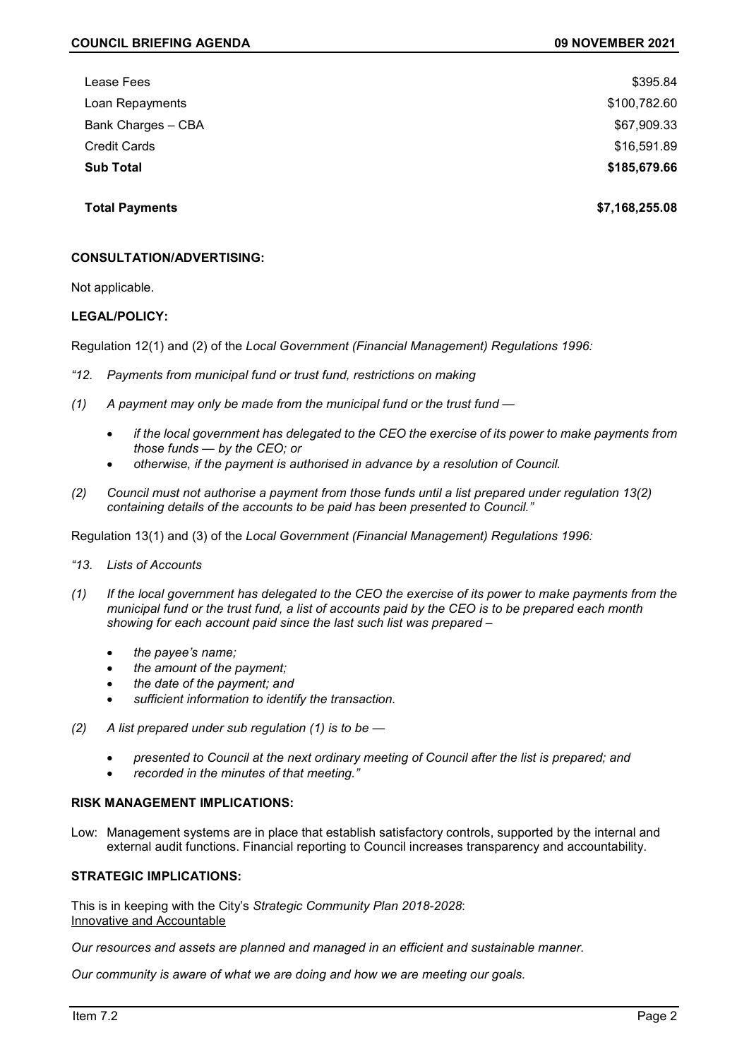| | |
|---|---|
| Lease Fees | $395.84 |
| Loan Repayments | $100,782.60 |
| Bank Charges – CBA | $67,909.33 |
| Credit Cards | $16,591.89 |
| **Sub Total** | **$185,679.66** |
| | |
| **Total Payments** | **$7,168,255.08** |

**CONSULTATION/ADVERTISING:**

Not applicable.

**LEGAL/POLICY:**

Regulation 12(1) and (2) of the *Local Government (Financial Management) Regulations 1996:*

*"12. Payments from municipal fund or trust fund, restrictions on making*

*(1) A payment may only be made from the municipal fund or the trust fund —*

- *if the local government has delegated to the CEO the exercise of its power to make payments from those funds — by the CEO; or*
- *otherwise, if the payment is authorised in advance by a resolution of Council.*

*(2) Council must not authorise a payment from those funds until a list prepared under regulation 13(2) containing details of the accounts to be paid has been presented to Council."*

Regulation 13(1) and (3) of the *Local Government (Financial Management) Regulations 1996:*

*"13. Lists of Accounts*

*(1) If the local government has delegated to the CEO the exercise of its power to make payments from the municipal fund or the trust fund, a list of accounts paid by the CEO is to be prepared each month showing for each account paid since the last such list was prepared –*

- *the payee's name;*
- *the amount of the payment;*
- *the date of the payment; and*
- *sufficient information to identify the transaction.*

*(2) A list prepared under sub regulation (1) is to be —*

- *presented to Council at the next ordinary meeting of Council after the list is prepared; and*
- *recorded in the minutes of that meeting."*

**RISK MANAGEMENT IMPLICATIONS:**

Low: Management systems are in place that establish satisfactory controls, supported by the internal and external audit functions. Financial reporting to Council increases transparency and accountability.

**STRATEGIC IMPLICATIONS:**

This is in keeping with the City's *Strategic Community Plan 2018-2028*:
Innovative and Accountable

*Our resources and assets are planned and managed in an efficient and sustainable manner.*

*Our community is aware of what we are doing and how we are meeting our goals.*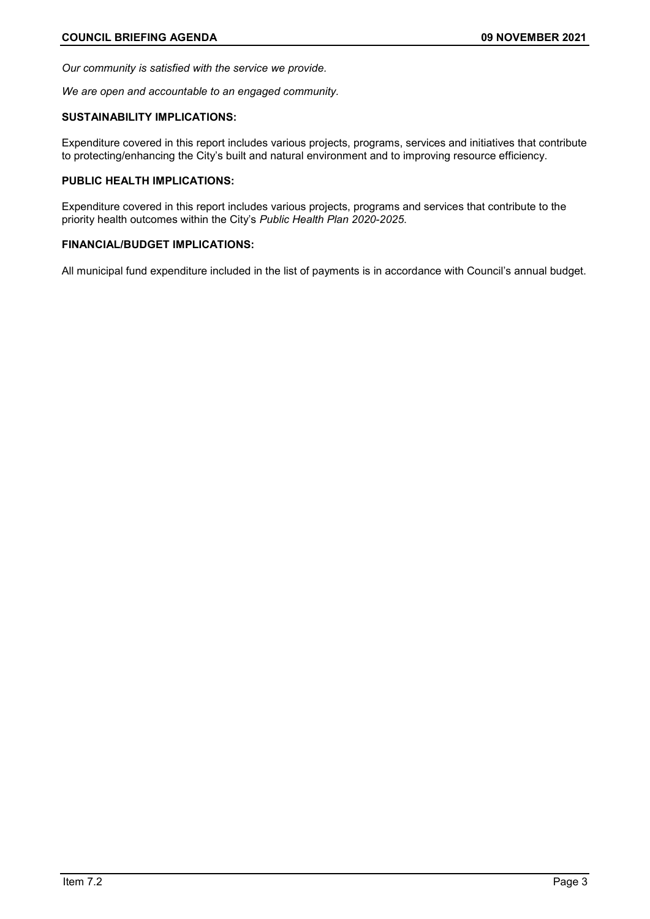*Our community is satisfied with the service we provide.*

*We are open and accountable to an engaged community.*

### SUSTAINABILITY IMPLICATIONS:

Expenditure covered in this report includes various projects, programs, services and initiatives that contribute to protecting/enhancing the City's built and natural environment and to improving resource efficiency.

### PUBLIC HEALTH IMPLICATIONS:

Expenditure covered in this report includes various projects, programs and services that contribute to the priority health outcomes within the City's *Public Health Plan 2020-2025*.

### FINANCIAL/BUDGET IMPLICATIONS:

All municipal fund expenditure included in the list of payments is in accordance with Council's annual budget.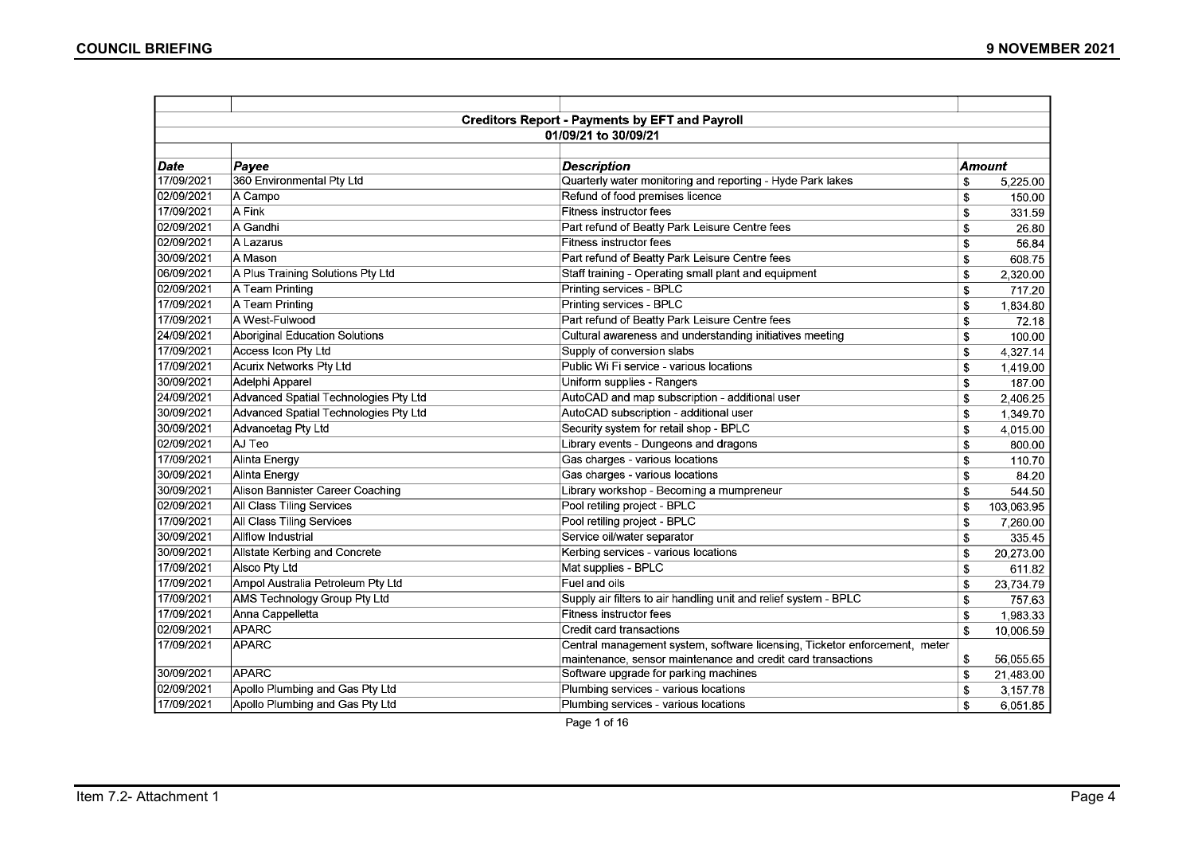**Creditors Report - Payments by EFT and Payroll**

**01/09/21 to 30/09/21**

| Date | Payee | Description | Amount |
|---|---|---|---|
| 17/09/2021 | 360 Environmental Pty Ltd | Quarterly water monitoring and reporting - Hyde Park lakes | $ 5,225.00 |
| 02/09/2021 | A Campo | Refund of food premises licence | $ 150.00 |
| 17/09/2021 | A Fink | Fitness instructor fees | $ 331.59 |
| 02/09/2021 | A Gandhi | Part refund of Beatty Park Leisure Centre fees | $ 26.80 |
| 02/09/2021 | A Lazarus | Fitness instructor fees | $ 56.84 |
| 30/09/2021 | A Mason | Part refund of Beatty Park Leisure Centre fees | $ 608.75 |
| 06/09/2021 | A Plus Training Solutions Pty Ltd | Staff training - Operating small plant and equipment | $ 2,320.00 |
| 02/09/2021 | A Team Printing | Printing services - BPLC | $ 717.20 |
| 17/09/2021 | A Team Printing | Printing services - BPLC | $ 1,834.80 |
| 17/09/2021 | A West-Fulwood | Part refund of Beatty Park Leisure Centre fees | $ 72.18 |
| 24/09/2021 | Aboriginal Education Solutions | Cultural awareness and understanding initiatives meeting | $ 100.00 |
| 17/09/2021 | Access Icon Pty Ltd | Supply of conversion slabs | $ 4,327.14 |
| 17/09/2021 | Acurix Networks Pty Ltd | Public Wi Fi service - various locations | $ 1,419.00 |
| 30/09/2021 | Adelphi Apparel | Uniform supplies - Rangers | $ 187.00 |
| 24/09/2021 | Advanced Spatial Technologies Pty Ltd | AutoCAD and map subscription - additional user | $ 2,406.25 |
| 30/09/2021 | Advanced Spatial Technologies Pty Ltd | AutoCAD subscription - additional user | $ 1,349.70 |
| 30/09/2021 | Advancetag Pty Ltd | Security system for retail shop - BPLC | $ 4,015.00 |
| 02/09/2021 | AJ Teo | Library events - Dungeons and dragons | $ 800.00 |
| 17/09/2021 | Alinta Energy | Gas charges - various locations | $ 110.70 |
| 30/09/2021 | Alinta Energy | Gas charges - various locations | $ 84.20 |
| 30/09/2021 | Alison Bannister Career Coaching | Library workshop - Becoming a mumpreneur | $ 544.50 |
| 02/09/2021 | All Class Tiling Services | Pool retiling project - BPLC | $ 103,063.95 |
| 17/09/2021 | All Class Tiling Services | Pool retiling project - BPLC | $ 7,260.00 |
| 30/09/2021 | Allflow Industrial | Service oil/water separator | $ 335.45 |
| 30/09/2021 | Allstate Kerbing and Concrete | Kerbing services - various locations | $ 20,273.00 |
| 17/09/2021 | Alsco Pty Ltd | Mat supplies - BPLC | $ 611.82 |
| 17/09/2021 | Ampol Australia Petroleum Pty Ltd | Fuel and oils | $ 23,734.79 |
| 17/09/2021 | AMS Technology Group Pty Ltd | Supply air filters to air handling unit and relief system - BPLC | $ 757.63 |
| 17/09/2021 | Anna Cappelletta | Fitness instructor fees | $ 1,983.33 |
| 02/09/2021 | APARC | Credit card transactions | $ 10,006.59 |
| 17/09/2021 | APARC | Central management system, software licensing, Ticketor enforcement, meter maintenance, sensor maintenance and credit card transactions | $ 56,055.65 |
| 30/09/2021 | APARC | Software upgrade for parking machines | $ 21,483.00 |
| 02/09/2021 | Apollo Plumbing and Gas Pty Ltd | Plumbing services - various locations | $ 3,157.78 |
| 17/09/2021 | Apollo Plumbing and Gas Pty Ltd | Plumbing services - various locations | $ 6,051.85 |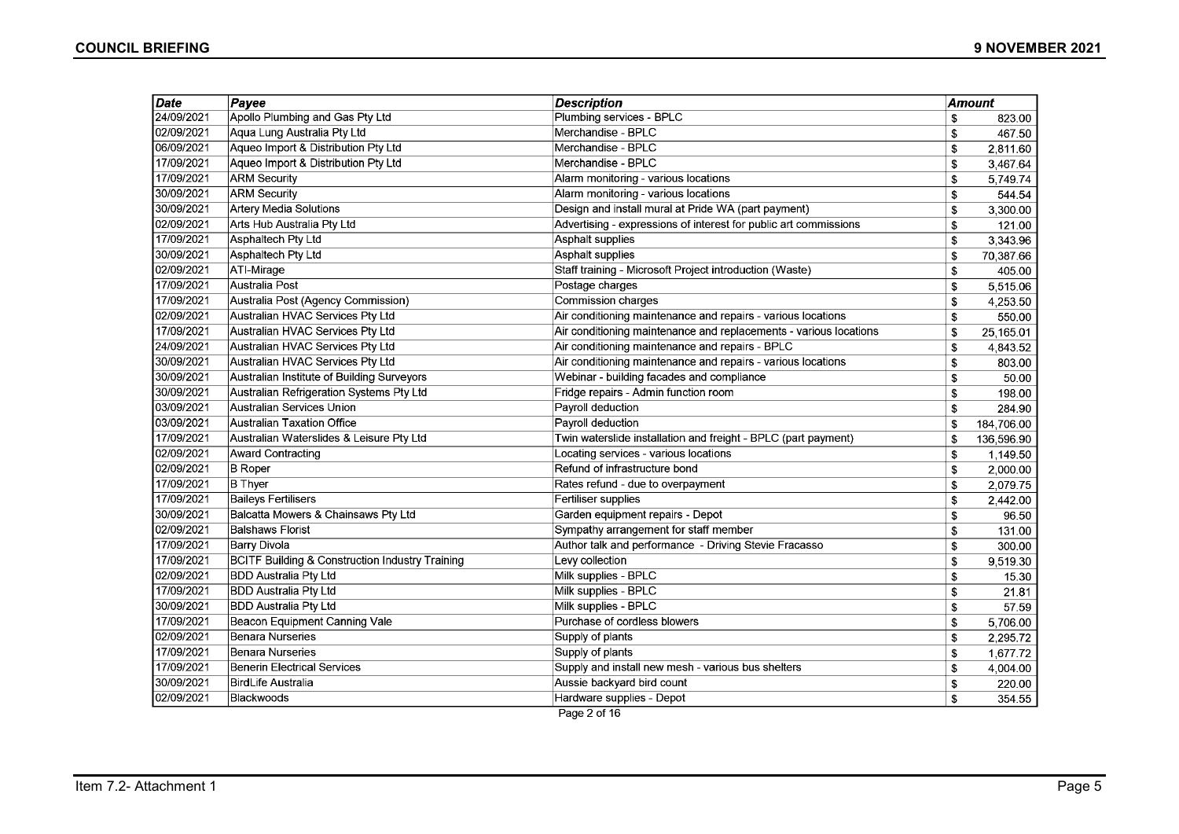| Date | Payee | Description | Amount |
|---|---|---|---|
| 24/09/2021 | Apollo Plumbing and Gas Pty Ltd | Plumbing services - BPLC | $ 823.00 |
| 02/09/2021 | Aqua Lung Australia Pty Ltd | Merchandise - BPLC | $ 467.50 |
| 06/09/2021 | Aqueo Import & Distribution Pty Ltd | Merchandise - BPLC | $ 2,811.60 |
| 17/09/2021 | Aqueo Import & Distribution Pty Ltd | Merchandise - BPLC | $ 3,467.64 |
| 17/09/2021 | ARM Security | Alarm monitoring - various locations | $ 5,749.74 |
| 30/09/2021 | ARM Security | Alarm monitoring - various locations | $ 544.54 |
| 30/09/2021 | Artery Media Solutions | Design and install mural at Pride WA (part payment) | $ 3,300.00 |
| 02/09/2021 | Arts Hub Australia Pty Ltd | Advertising - expressions of interest for public art commissions | $ 121.00 |
| 17/09/2021 | Asphaltech Pty Ltd | Asphalt supplies | $ 3,343.96 |
| 30/09/2021 | Asphaltech Pty Ltd | Asphalt supplies | $ 70,387.66 |
| 02/09/2021 | ATI-Mirage | Staff training - Microsoft Project introduction (Waste) | $ 405.00 |
| 17/09/2021 | Australia Post | Postage charges | $ 5,515.06 |
| 17/09/2021 | Australia Post (Agency Commission) | Commission charges | $ 4,253.50 |
| 02/09/2021 | Australian HVAC Services Pty Ltd | Air conditioning maintenance and repairs - various locations | $ 550.00 |
| 17/09/2021 | Australian HVAC Services Pty Ltd | Air conditioning maintenance and replacements - various locations | $ 25,165.01 |
| 24/09/2021 | Australian HVAC Services Pty Ltd | Air conditioning maintenance and repairs - BPLC | $ 4,843.52 |
| 30/09/2021 | Australian HVAC Services Pty Ltd | Air conditioning maintenance and repairs - various locations | $ 803.00 |
| 30/09/2021 | Australian Institute of Building Surveyors | Webinar - building facades and compliance | $ 50.00 |
| 30/09/2021 | Australian Refrigeration Systems Pty Ltd | Fridge repairs - Admin function room | $ 198.00 |
| 03/09/2021 | Australian Services Union | Payroll deduction | $ 284.90 |
| 03/09/2021 | Australian Taxation Office | Payroll deduction | $ 184,706.00 |
| 17/09/2021 | Australian Waterslides & Leisure Pty Ltd | Twin waterslide installation and freight - BPLC (part payment) | $ 136,596.90 |
| 02/09/2021 | Award Contracting | Locating services - various locations | $ 1,149.50 |
| 02/09/2021 | B Roper | Refund of infrastructure bond | $ 2,000.00 |
| 17/09/2021 | B Thyer | Rates refund - due to overpayment | $ 2,079.75 |
| 17/09/2021 | Baileys Fertilisers | Fertiliser supplies | $ 2,442.00 |
| 30/09/2021 | Balcatta Mowers & Chainsaws Pty Ltd | Garden equipment repairs - Depot | $ 96.50 |
| 02/09/2021 | Balshaws Florist | Sympathy arrangement for staff member | $ 131.00 |
| 17/09/2021 | Barry Divola | Author talk and performance - Driving Stevie Fracasso | $ 300.00 |
| 17/09/2021 | BCITF Building & Construction Industry Training | Levy collection | $ 9,519.30 |
| 02/09/2021 | BDD Australia Pty Ltd | Milk supplies - BPLC | $ 15.30 |
| 17/09/2021 | BDD Australia Pty Ltd | Milk supplies - BPLC | $ 21.81 |
| 30/09/2021 | BDD Australia Pty Ltd | Milk supplies - BPLC | $ 57.59 |
| 17/09/2021 | Beacon Equipment Canning Vale | Purchase of cordless blowers | $ 5,706.00 |
| 02/09/2021 | Benara Nurseries | Supply of plants | $ 2,295.72 |
| 17/09/2021 | Benara Nurseries | Supply of plants | $ 1,677.72 |
| 17/09/2021 | Benerin Electrical Services | Supply and install new mesh - various bus shelters | $ 4,004.00 |
| 30/09/2021 | BirdLife Australia | Aussie backyard bird count | $ 220.00 |
| 02/09/2021 | Blackwoods | Hardware supplies - Depot | $ 354.55 |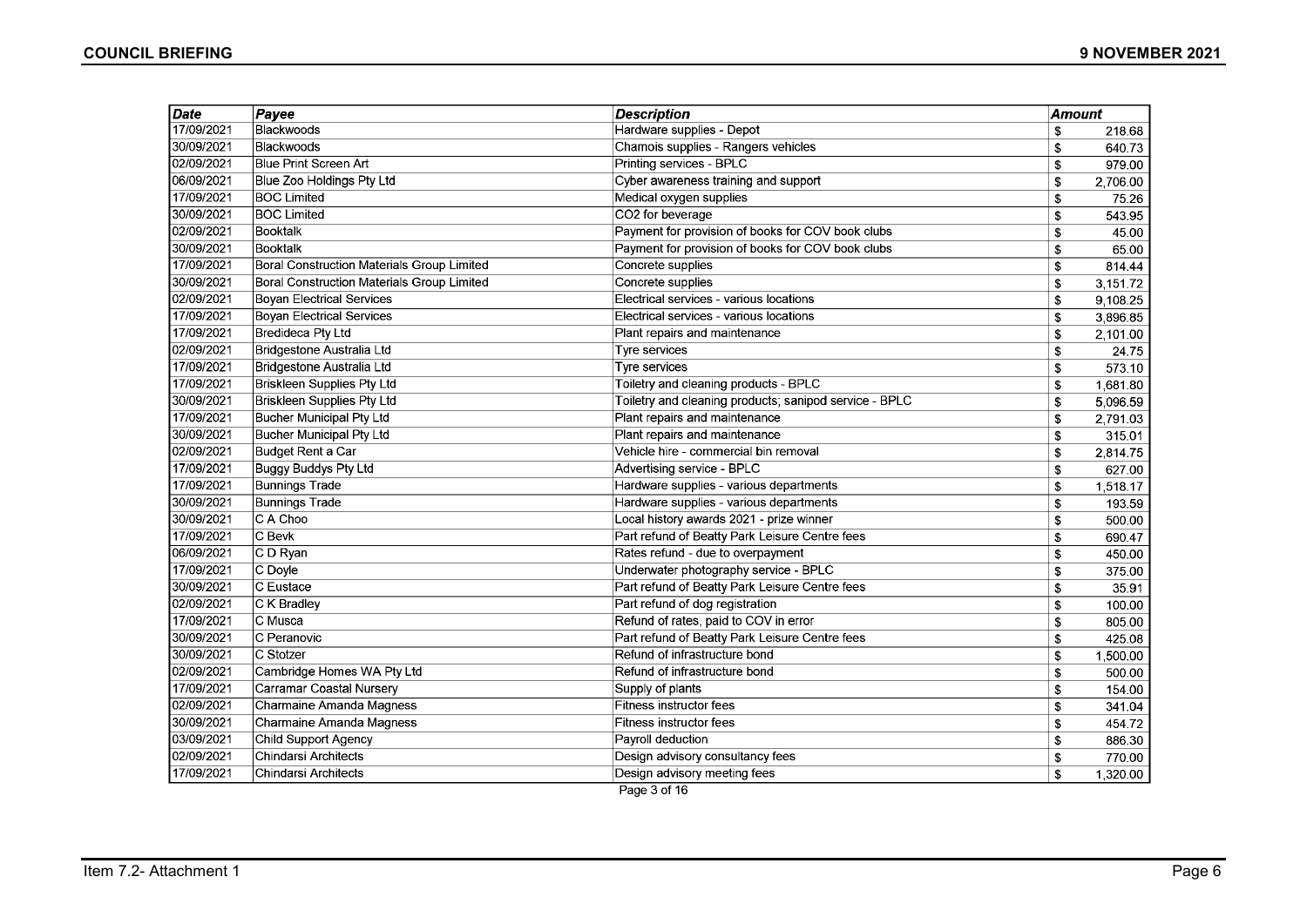| Date | Payee | Description | Amount |
|---|---|---|---|
| 17/09/2021 | Blackwoods | Hardware supplies - Depot | $ 218.68 |
| 30/09/2021 | Blackwoods | Chamois supplies - Rangers vehicles | $ 640.73 |
| 02/09/2021 | Blue Print Screen Art | Printing services - BPLC | $ 979.00 |
| 06/09/2021 | Blue Zoo Holdings Pty Ltd | Cyber awareness training and support | $ 2,706.00 |
| 17/09/2021 | BOC Limited | Medical oxygen supplies | $ 75.26 |
| 30/09/2021 | BOC Limited | CO2 for beverage | $ 543.95 |
| 02/09/2021 | Booktalk | Payment for provision of books for COV book clubs | $ 45.00 |
| 30/09/2021 | Booktalk | Payment for provision of books for COV book clubs | $ 65.00 |
| 17/09/2021 | Boral Construction Materials Group Limited | Concrete supplies | $ 814.44 |
| 30/09/2021 | Boral Construction Materials Group Limited | Concrete supplies | $ 3,151.72 |
| 02/09/2021 | Boyan Electrical Services | Electrical services - various locations | $ 9,108.25 |
| 17/09/2021 | Boyan Electrical Services | Electrical services - various locations | $ 3,896.85 |
| 17/09/2021 | Bredideca Pty Ltd | Plant repairs and maintenance | $ 2,101.00 |
| 02/09/2021 | Bridgestone Australia Ltd | Tyre services | $ 24.75 |
| 17/09/2021 | Bridgestone Australia Ltd | Tyre services | $ 573.10 |
| 17/09/2021 | Briskleen Supplies Pty Ltd | Toiletry and cleaning products - BPLC | $ 1,681.80 |
| 30/09/2021 | Briskleen Supplies Pty Ltd | Toiletry and cleaning products; sanipod service - BPLC | $ 5,096.59 |
| 17/09/2021 | Bucher Municipal Pty Ltd | Plant repairs and maintenance | $ 2,791.03 |
| 30/09/2021 | Bucher Municipal Pty Ltd | Plant repairs and maintenance | $ 315.01 |
| 02/09/2021 | Budget Rent a Car | Vehicle hire - commercial bin removal | $ 2,814.75 |
| 17/09/2021 | Buggy Buddys Pty Ltd | Advertising service - BPLC | $ 627.00 |
| 17/09/2021 | Bunnings Trade | Hardware supplies - various departments | $ 1,518.17 |
| 30/09/2021 | Bunnings Trade | Hardware supplies - various departments | $ 193.59 |
| 30/09/2021 | C A Choo | Local history awards 2021 - prize winner | $ 500.00 |
| 17/09/2021 | C Bevk | Part refund of Beatty Park Leisure Centre fees | $ 690.47 |
| 06/09/2021 | C D Ryan | Rates refund - due to overpayment | $ 450.00 |
| 17/09/2021 | C Doyle | Underwater photography service - BPLC | $ 375.00 |
| 30/09/2021 | C Eustace | Part refund of Beatty Park Leisure Centre fees | $ 35.91 |
| 02/09/2021 | C K Bradley | Part refund of dog registration | $ 100.00 |
| 17/09/2021 | C Musca | Refund of rates, paid to COV in error | $ 805.00 |
| 30/09/2021 | C Peranovic | Part refund of Beatty Park Leisure Centre fees | $ 425.08 |
| 30/09/2021 | C Stotzer | Refund of infrastructure bond | $ 1,500.00 |
| 02/09/2021 | Cambridge Homes WA Pty Ltd | Refund of infrastructure bond | $ 500.00 |
| 17/09/2021 | Carramar Coastal Nursery | Supply of plants | $ 154.00 |
| 02/09/2021 | Charmaine Amanda Magness | Fitness instructor fees | $ 341.04 |
| 30/09/2021 | Charmaine Amanda Magness | Fitness instructor fees | $ 454.72 |
| 03/09/2021 | Child Support Agency | Payroll deduction | $ 886.30 |
| 02/09/2021 | Chindarsi Architects | Design advisory consultancy fees | $ 770.00 |
| 17/09/2021 | Chindarsi Architects | Design advisory meeting fees | $ 1,320.00 |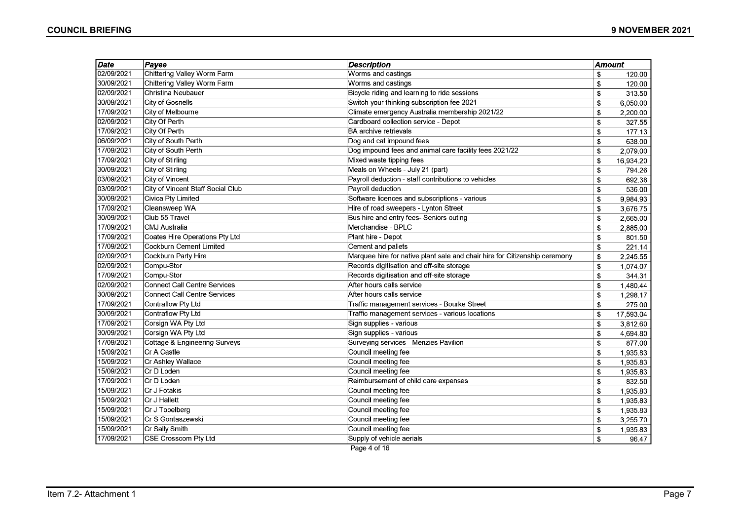| Date | Payee | Description | Amount |
|---|---|---|---|
| 02/09/2021 | Chittering Valley Worm Farm | Worms and castings | $ 120.00 |
| 30/09/2021 | Chittering Valley Worm Farm | Worms and castings | $ 120.00 |
| 02/09/2021 | Christina Neubauer | Bicycle riding and learning to ride sessions | $ 313.50 |
| 30/09/2021 | City of Gosnells | Switch your thinking subscription fee 2021 | $ 6,050.00 |
| 17/09/2021 | City of Melbourne | Climate emergency Australia membership 2021/22 | $ 2,200.00 |
| 02/09/2021 | City Of Perth | Cardboard collection service - Depot | $ 327.55 |
| 17/09/2021 | City Of Perth | BA archive retrievals | $ 177.13 |
| 06/09/2021 | City of South Perth | Dog and cat impound fees | $ 638.00 |
| 17/09/2021 | City of South Perth | Dog impound fees and animal care facility fees 2021/22 | $ 2,079.00 |
| 17/09/2021 | City of Stirling | Mixed waste tipping fees | $ 16,934.20 |
| 30/09/2021 | City of Stirling | Meals on Wheels - July 21 (part) | $ 794.26 |
| 03/09/2021 | City of Vincent | Payroll deduction - staff contributions to vehicles | $ 692.38 |
| 03/09/2021 | City of Vincent Staff Social Club | Payroll deduction | $ 536.00 |
| 30/09/2021 | Civica Pty Limited | Software licences and subscriptions - various | $ 9,984.93 |
| 17/09/2021 | Cleansweep WA | Hire of road sweepers - Lynton Street | $ 3,676.75 |
| 30/09/2021 | Club 55 Travel | Bus hire and entry fees- Seniors outing | $ 2,665.00 |
| 17/09/2021 | CMJ Australia | Merchandise - BPLC | $ 2,885.00 |
| 17/09/2021 | Coates Hire Operations Pty Ltd | Plant hire - Depot | $ 801.50 |
| 17/09/2021 | Cockburn Cement Limited | Cement and pallets | $ 221.14 |
| 02/09/2021 | Cockburn Party Hire | Marquee hire for native plant sale and chair hire for Citizenship ceremony | $ 2,245.55 |
| 02/09/2021 | Compu-Stor | Records digitisation and off-site storage | $ 1,074.07 |
| 17/09/2021 | Compu-Stor | Records digitisation and off-site storage | $ 344.31 |
| 02/09/2021 | Connect Call Centre Services | After hours calls service | $ 1,480.44 |
| 30/09/2021 | Connect Call Centre Services | After hours calls service | $ 1,298.17 |
| 17/09/2021 | Contraflow Pty Ltd | Traffic management services - Bourke Street | $ 275.00 |
| 30/09/2021 | Contraflow Pty Ltd | Traffic management services - various locations | $ 17,593.04 |
| 17/09/2021 | Corsign WA Pty Ltd | Sign supplies - various | $ 3,812.60 |
| 30/09/2021 | Corsign WA Pty Ltd | Sign supplies - various | $ 4,694.80 |
| 17/09/2021 | Cottage & Engineering Surveys | Surveying services - Menzies Pavilion | $ 877.00 |
| 15/09/2021 | Cr A Castle | Council meeting fee | $ 1,935.83 |
| 15/09/2021 | Cr Ashley Wallace | Council meeting fee | $ 1,935.83 |
| 15/09/2021 | Cr D Loden | Council meeting fee | $ 1,935.83 |
| 17/09/2021 | Cr D Loden | Reimbursement of child care expenses | $ 832.50 |
| 15/09/2021 | Cr J Fotakis | Council meeting fee | $ 1,935.83 |
| 15/09/2021 | Cr J Hallett | Council meeting fee | $ 1,935.83 |
| 15/09/2021 | Cr J Topelberg | Council meeting fee | $ 1,935.83 |
| 15/09/2021 | Cr S Gontaszewski | Council meeting fee | $ 3,255.70 |
| 15/09/2021 | Cr Sally Smith | Council meeting fee | $ 1,935.83 |
| 17/09/2021 | CSE Crosscom Pty Ltd | Supply of vehicle aerials | $ 96.47 |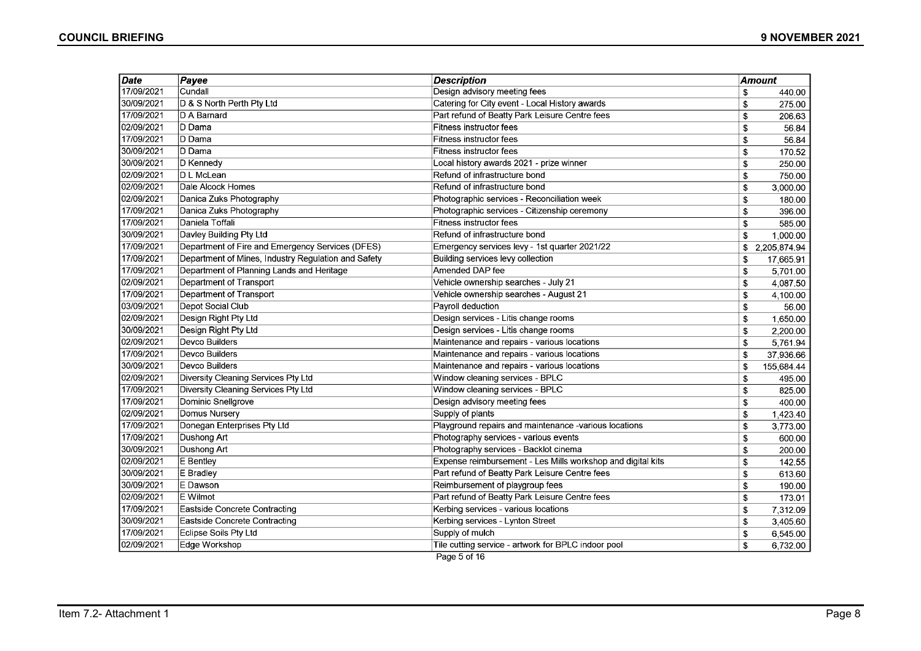| Date | Payee | Description | Amount |
|---|---|---|---|
| 17/09/2021 | Cundall | Design advisory meeting fees | $ 440.00 |
| 30/09/2021 | D & S North Perth Pty Ltd | Catering for City event - Local History awards | $ 275.00 |
| 17/09/2021 | D A Barnard | Part refund of Beatty Park Leisure Centre fees | $ 206.63 |
| 02/09/2021 | D Dama | Fitness instructor fees | $ 56.84 |
| 17/09/2021 | D Dama | Fitness instructor fees | $ 56.84 |
| 30/09/2021 | D Dama | Fitness instructor fees | $ 170.52 |
| 30/09/2021 | D Kennedy | Local history awards 2021 - prize winner | $ 250.00 |
| 02/09/2021 | D L McLean | Refund of infrastructure bond | $ 750.00 |
| 02/09/2021 | Dale Alcock Homes | Refund of infrastructure bond | $ 3,000.00 |
| 02/09/2021 | Danica Zuks Photography | Photographic services - Reconciliation week | $ 180.00 |
| 17/09/2021 | Danica Zuks Photography | Photographic services - Citizenship ceremony | $ 396.00 |
| 17/09/2021 | Daniela Toffali | Fitness instructor fees | $ 585.00 |
| 30/09/2021 | Davley Building Pty Ltd | Refund of infrastructure bond | $ 1,000.00 |
| 17/09/2021 | Department of Fire and Emergency Services (DFES) | Emergency services levy - 1st quarter 2021/22 | $ 2,205,874.94 |
| 17/09/2021 | Department of Mines, Industry Regulation and Safety | Building services levy collection | $ 17,665.91 |
| 17/09/2021 | Department of Planning Lands and Heritage | Amended DAP fee | $ 5,701.00 |
| 02/09/2021 | Department of Transport | Vehicle ownership searches - July 21 | $ 4,087.50 |
| 17/09/2021 | Department of Transport | Vehicle ownership searches - August 21 | $ 4,100.00 |
| 03/09/2021 | Depot Social Club | Payroll deduction | $ 56.00 |
| 02/09/2021 | Design Right Pty Ltd | Design services - Litis change rooms | $ 1,650.00 |
| 30/09/2021 | Design Right Pty Ltd | Design services - Litis change rooms | $ 2,200.00 |
| 02/09/2021 | Devco Builders | Maintenance and repairs - various locations | $ 5,761.94 |
| 17/09/2021 | Devco Builders | Maintenance and repairs - various locations | $ 37,936.66 |
| 30/09/2021 | Devco Builders | Maintenance and repairs - various locations | $ 155,684.44 |
| 02/09/2021 | Diversity Cleaning Services Pty Ltd | Window cleaning services - BPLC | $ 495.00 |
| 17/09/2021 | Diversity Cleaning Services Pty Ltd | Window cleaning services - BPLC | $ 825.00 |
| 17/09/2021 | Dominic Snellgrove | Design advisory meeting fees | $ 400.00 |
| 02/09/2021 | Domus Nursery | Supply of plants | $ 1,423.40 |
| 17/09/2021 | Donegan Enterprises Pty Ltd | Playground repairs and maintenance -various locations | $ 3,773.00 |
| 17/09/2021 | Dushong Art | Photography services - various events | $ 600.00 |
| 30/09/2021 | Dushong Art | Photography services - Backlot cinema | $ 200.00 |
| 02/09/2021 | E Bentley | Expense reimbursement - Les Mills workshop and digital kits | $ 142.55 |
| 30/09/2021 | E Bradley | Part refund of Beatty Park Leisure Centre fees | $ 613.60 |
| 30/09/2021 | E Dawson | Reimbursement of playgroup fees | $ 190.00 |
| 02/09/2021 | E Wilmot | Part refund of Beatty Park Leisure Centre fees | $ 173.01 |
| 17/09/2021 | Eastside Concrete Contracting | Kerbing services - various locations | $ 7,312.09 |
| 30/09/2021 | Eastside Concrete Contracting | Kerbing services - Lynton Street | $ 3,405.60 |
| 17/09/2021 | Eclipse Soils Pty Ltd | Supply of mulch | $ 6,545.00 |
| 02/09/2021 | Edge Workshop | Tile cutting service - artwork for BPLC indoor pool | $ 6,732.00 |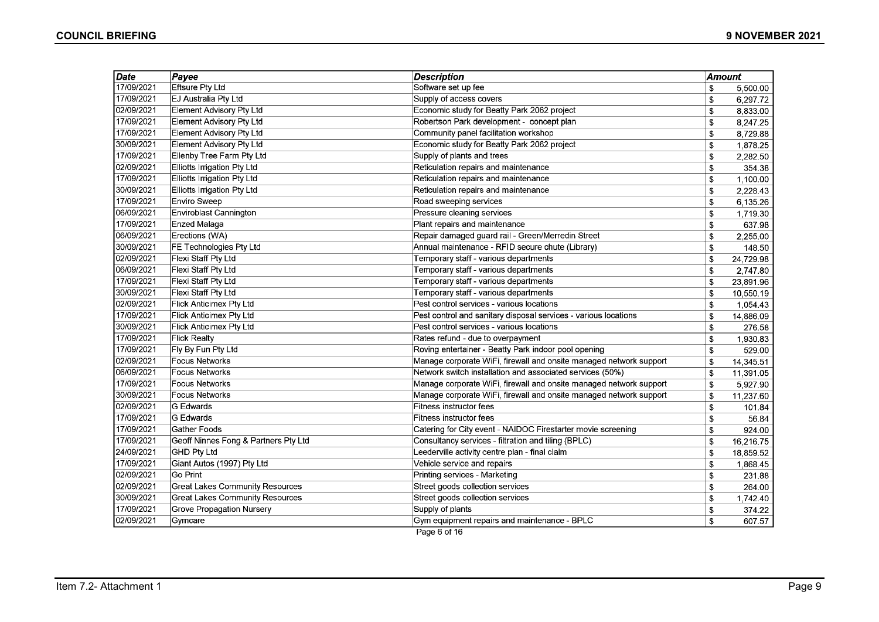| Date | Payee | Description | Amount |
|---|---|---|---|
| 17/09/2021 | Eftsure Pty Ltd | Software set up fee | $ 5,500.00 |
| 17/09/2021 | EJ Australia Pty Ltd | Supply of access covers | $ 6,297.72 |
| 02/09/2021 | Element Advisory Pty Ltd | Economic study for Beatty Park 2062 project | $ 8,833.00 |
| 17/09/2021 | Element Advisory Pty Ltd | Robertson Park development - concept plan | $ 8,247.25 |
| 17/09/2021 | Element Advisory Pty Ltd | Community panel facilitation workshop | $ 8,729.88 |
| 30/09/2021 | Element Advisory Pty Ltd | Economic study for Beatty Park 2062 project | $ 1,878.25 |
| 17/09/2021 | Ellenby Tree Farm Pty Ltd | Supply of plants and trees | $ 2,282.50 |
| 02/09/2021 | Elliotts Irrigation Pty Ltd | Reticulation repairs and maintenance | $ 354.38 |
| 17/09/2021 | Elliotts Irrigation Pty Ltd | Reticulation repairs and maintenance | $ 1,100.00 |
| 30/09/2021 | Elliotts Irrigation Pty Ltd | Reticulation repairs and maintenance | $ 2,228.43 |
| 17/09/2021 | Enviro Sweep | Road sweeping services | $ 6,135.26 |
| 06/09/2021 | Enviroblast Cannington | Pressure cleaning services | $ 1,719.30 |
| 17/09/2021 | Enzed Malaga | Plant repairs and maintenance | $ 637.98 |
| 06/09/2021 | Erections (WA) | Repair damaged guard rail - Green/Merredin Street | $ 2,255.00 |
| 30/09/2021 | FE Technologies Pty Ltd | Annual maintenance - RFID secure chute (Library) | $ 148.50 |
| 02/09/2021 | Flexi Staff Pty Ltd | Temporary staff - various departments | $ 24,729.98 |
| 06/09/2021 | Flexi Staff Pty Ltd | Temporary staff - various departments | $ 2,747.80 |
| 17/09/2021 | Flexi Staff Pty Ltd | Temporary staff - various departments | $ 23,891.96 |
| 30/09/2021 | Flexi Staff Pty Ltd | Temporary staff - various departments | $ 10,550.19 |
| 02/09/2021 | Flick Anticimex Pty Ltd | Pest control services - various locations | $ 1,054.43 |
| 17/09/2021 | Flick Anticimex Pty Ltd | Pest control and sanitary disposal services - various locations | $ 14,886.09 |
| 30/09/2021 | Flick Anticimex Pty Ltd | Pest control services - various locations | $ 276.58 |
| 17/09/2021 | Flick Realty | Rates refund - due to overpayment | $ 1,930.83 |
| 17/09/2021 | Fly By Fun Pty Ltd | Roving entertainer - Beatty Park indoor pool opening | $ 529.00 |
| 02/09/2021 | Focus Networks | Manage corporate WiFi, firewall and onsite managed network support | $ 14,345.51 |
| 06/09/2021 | Focus Networks | Network switch installation and associated services (50%) | $ 11,391.05 |
| 17/09/2021 | Focus Networks | Manage corporate WiFi, firewall and onsite managed network support | $ 5,927.90 |
| 30/09/2021 | Focus Networks | Manage corporate WiFi, firewall and onsite managed network support | $ 11,237.60 |
| 02/09/2021 | G Edwards | Fitness instructor fees | $ 101.84 |
| 17/09/2021 | G Edwards | Fitness instructor fees | $ 56.84 |
| 17/09/2021 | Gather Foods | Catering for City event - NAIDOC Firestarter movie screening | $ 924.00 |
| 17/09/2021 | Geoff Ninnes Fong & Partners Pty Ltd | Consultancy services - filtration and tiling (BPLC) | $ 16,216.75 |
| 24/09/2021 | GHD Pty Ltd | Leederville activity centre plan - final claim | $ 18,859.52 |
| 17/09/2021 | Giant Autos (1997) Pty Ltd | Vehicle service and repairs | $ 1,868.45 |
| 02/09/2021 | Go Print | Printing services - Marketing | $ 231.88 |
| 02/09/2021 | Great Lakes Community Resources | Street goods collection services | $ 264.00 |
| 30/09/2021 | Great Lakes Community Resources | Street goods collection services | $ 1,742.40 |
| 17/09/2021 | Grove Propagation Nursery | Supply of plants | $ 374.22 |
| 02/09/2021 | Gymcare | Gym equipment repairs and maintenance - BPLC | $ 607.57 |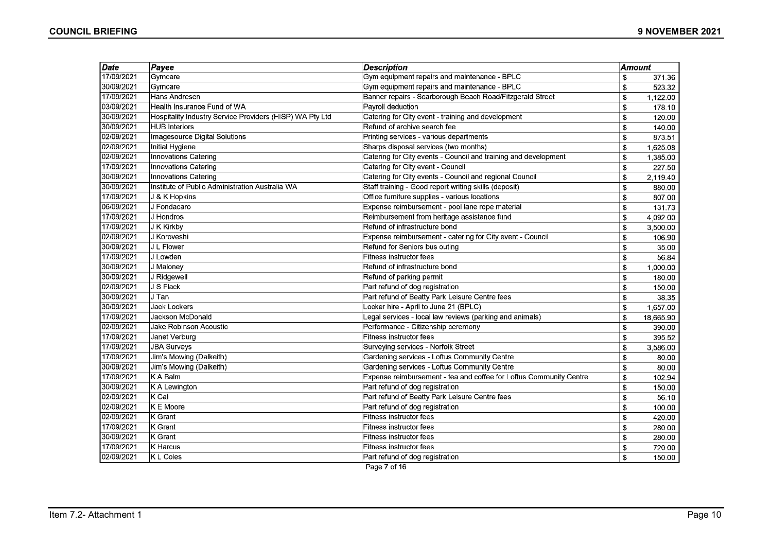| Date | Payee | Description | Amount |
|---|---|---|---|
| 17/09/2021 | Gymcare | Gym equipment repairs and maintenance - BPLC | $ 371.36 |
| 30/09/2021 | Gymcare | Gym equipment repairs and maintenance - BPLC | $ 523.32 |
| 17/09/2021 | Hans Andresen | Banner repairs - Scarborough Beach Road/Fitzgerald Street | $ 1,122.00 |
| 03/09/2021 | Health Insurance Fund of WA | Payroll deduction | $ 178.10 |
| 30/09/2021 | Hospitality Industry Service Providers (HISP) WA Pty Ltd | Catering for City event - training and development | $ 120.00 |
| 30/09/2021 | HUB Interiors | Refund of archive search fee | $ 140.00 |
| 02/09/2021 | Imagesource Digital Solutions | Printing services - various departments | $ 873.51 |
| 02/09/2021 | Initial Hygiene | Sharps disposal services (two months) | $ 1,625.08 |
| 02/09/2021 | Innovations Catering | Catering for City events - Council and training and development | $ 1,385.00 |
| 17/09/2021 | Innovations Catering | Catering for City event - Council | $ 227.50 |
| 30/09/2021 | Innovations Catering | Catering for City events - Council and regional Council | $ 2,119.40 |
| 30/09/2021 | Institute of Public Administration Australia WA | Staff training - Good report writing skills (deposit) | $ 880.00 |
| 17/09/2021 | J & K Hopkins | Office furniture supplies - various locations | $ 807.00 |
| 06/09/2021 | J Fondacaro | Expense reimbursement - pool lane rope material | $ 131.73 |
| 17/09/2021 | J Hondros | Reimbursement from heritage assistance fund | $ 4,092.00 |
| 17/09/2021 | J K Kirkby | Refund of infrastructure bond | $ 3,500.00 |
| 02/09/2021 | J Koroveshi | Expense reimbursement - catering for City event - Council | $ 106.90 |
| 30/09/2021 | J L Flower | Refund for Seniors bus outing | $ 35.00 |
| 17/09/2021 | J Lowden | Fitness instructor fees | $ 56.84 |
| 30/09/2021 | J Maloney | Refund of infrastructure bond | $ 1,000.00 |
| 30/09/2021 | J Ridgewell | Refund of parking permit | $ 180.00 |
| 02/09/2021 | J S Flack | Part refund of dog registration | $ 150.00 |
| 30/09/2021 | J Tan | Part refund of Beatty Park Leisure Centre fees | $ 38.35 |
| 30/09/2021 | Jack Lockers | Locker hire - April to June 21 (BPLC) | $ 1,657.00 |
| 17/09/2021 | Jackson McDonald | Legal services - local law reviews (parking and animals) | $ 18,665.90 |
| 02/09/2021 | Jake Robinson Acoustic | Performance - Citizenship ceremony | $ 390.00 |
| 17/09/2021 | Janet Verburg | Fitness instructor fees | $ 395.52 |
| 17/09/2021 | JBA Surveys | Surveying services - Norfolk Street | $ 3,586.00 |
| 17/09/2021 | Jim's Mowing (Dalkeith) | Gardening services - Loftus Community Centre | $ 80.00 |
| 30/09/2021 | Jim's Mowing (Dalkeith) | Gardening services - Loftus Community Centre | $ 80.00 |
| 17/09/2021 | K A Balm | Expense reimbursement - tea and coffee for Loftus Community Centre | $ 102.94 |
| 30/09/2021 | K A Lewington | Part refund of dog registration | $ 150.00 |
| 02/09/2021 | K Cai | Part refund of Beatty Park Leisure Centre fees | $ 56.10 |
| 02/09/2021 | K E Moore | Part refund of dog registration | $ 100.00 |
| 02/09/2021 | K Grant | Fitness instructor fees | $ 420.00 |
| 17/09/2021 | K Grant | Fitness instructor fees | $ 280.00 |
| 30/09/2021 | K Grant | Fitness instructor fees | $ 280.00 |
| 17/09/2021 | K Harcus | Fitness instructor fees | $ 720.00 |
| 02/09/2021 | K L Coles | Part refund of dog registration | $ 150.00 |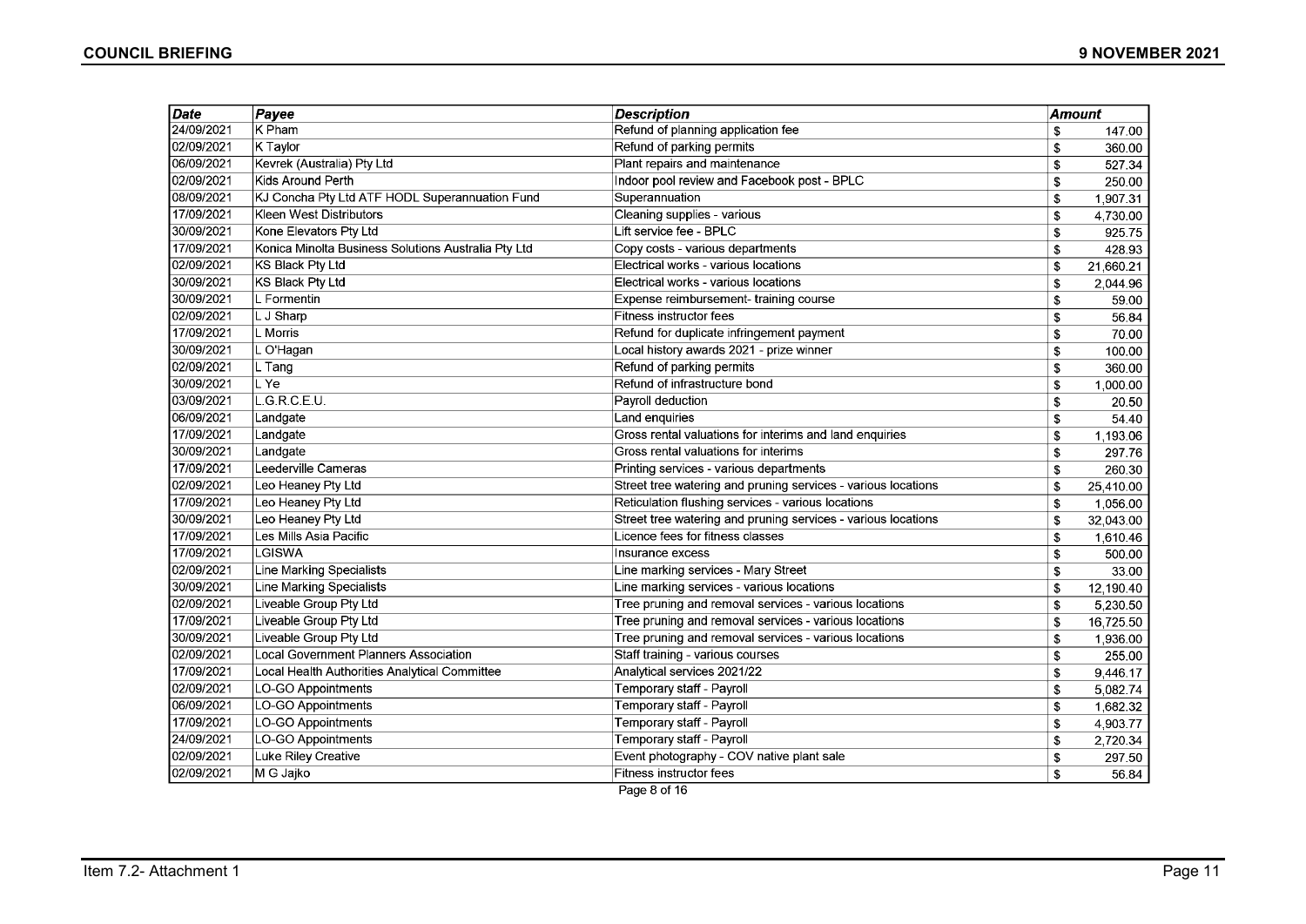| Date | Payee | Description | Amount |
|---|---|---|---|
| 24/09/2021 | K Pham | Refund of planning application fee | $ 147.00 |
| 02/09/2021 | K Taylor | Refund of parking permits | $ 360.00 |
| 06/09/2021 | Kevrek (Australia) Pty Ltd | Plant repairs and maintenance | $ 527.34 |
| 02/09/2021 | Kids Around Perth | Indoor pool review and Facebook post - BPLC | $ 250.00 |
| 08/09/2021 | KJ Concha Pty Ltd ATF HODL Superannuation Fund | Superannuation | $ 1,907.31 |
| 17/09/2021 | Kleen West Distributors | Cleaning supplies - various | $ 4,730.00 |
| 30/09/2021 | Kone Elevators Pty Ltd | Lift service fee - BPLC | $ 925.75 |
| 17/09/2021 | Konica Minolta Business Solutions Australia Pty Ltd | Copy costs - various departments | $ 428.93 |
| 02/09/2021 | KS Black Pty Ltd | Electrical works - various locations | $ 21,660.21 |
| 30/09/2021 | KS Black Pty Ltd | Electrical works - various locations | $ 2,044.96 |
| 30/09/2021 | L Formentin | Expense reimbursement- training course | $ 59.00 |
| 02/09/2021 | L J Sharp | Fitness instructor fees | $ 56.84 |
| 17/09/2021 | L Morris | Refund for duplicate infringement payment | $ 70.00 |
| 30/09/2021 | L O'Hagan | Local history awards 2021 - prize winner | $ 100.00 |
| 02/09/2021 | L Tang | Refund of parking permits | $ 360.00 |
| 30/09/2021 | L Ye | Refund of infrastructure bond | $ 1,000.00 |
| 03/09/2021 | L.G.R.C.E.U. | Payroll deduction | $ 20.50 |
| 06/09/2021 | Landgate | Land enquiries | $ 54.40 |
| 17/09/2021 | Landgate | Gross rental valuations for interims and land enquiries | $ 1,193.06 |
| 30/09/2021 | Landgate | Gross rental valuations for interims | $ 297.76 |
| 17/09/2021 | Leederville Cameras | Printing services - various departments | $ 260.30 |
| 02/09/2021 | Leo Heaney Pty Ltd | Street tree watering and pruning services - various locations | $ 25,410.00 |
| 17/09/2021 | Leo Heaney Pty Ltd | Reticulation flushing services - various locations | $ 1,056.00 |
| 30/09/2021 | Leo Heaney Pty Ltd | Street tree watering and pruning services - various locations | $ 32,043.00 |
| 17/09/2021 | Les Mills Asia Pacific | Licence fees for fitness classes | $ 1,610.46 |
| 17/09/2021 | LGISWA | Insurance excess | $ 500.00 |
| 02/09/2021 | Line Marking Specialists | Line marking services - Mary Street | $ 33.00 |
| 30/09/2021 | Line Marking Specialists | Line marking services - various locations | $ 12,190.40 |
| 02/09/2021 | Liveable Group Pty Ltd | Tree pruning and removal services - various locations | $ 5,230.50 |
| 17/09/2021 | Liveable Group Pty Ltd | Tree pruning and removal services - various locations | $ 16,725.50 |
| 30/09/2021 | Liveable Group Pty Ltd | Tree pruning and removal services - various locations | $ 1,936.00 |
| 02/09/2021 | Local Government Planners Association | Staff training - various courses | $ 255.00 |
| 17/09/2021 | Local Health Authorities Analytical Committee | Analytical services 2021/22 | $ 9,446.17 |
| 02/09/2021 | LO-GO Appointments | Temporary staff - Payroll | $ 5,082.74 |
| 06/09/2021 | LO-GO Appointments | Temporary staff - Payroll | $ 1,682.32 |
| 17/09/2021 | LO-GO Appointments | Temporary staff - Payroll | $ 4,903.77 |
| 24/09/2021 | LO-GO Appointments | Temporary staff - Payroll | $ 2,720.34 |
| 02/09/2021 | Luke Riley Creative | Event photography - COV native plant sale | $ 297.50 |
| 02/09/2021 | M G Jajko | Fitness instructor fees | $ 56.84 |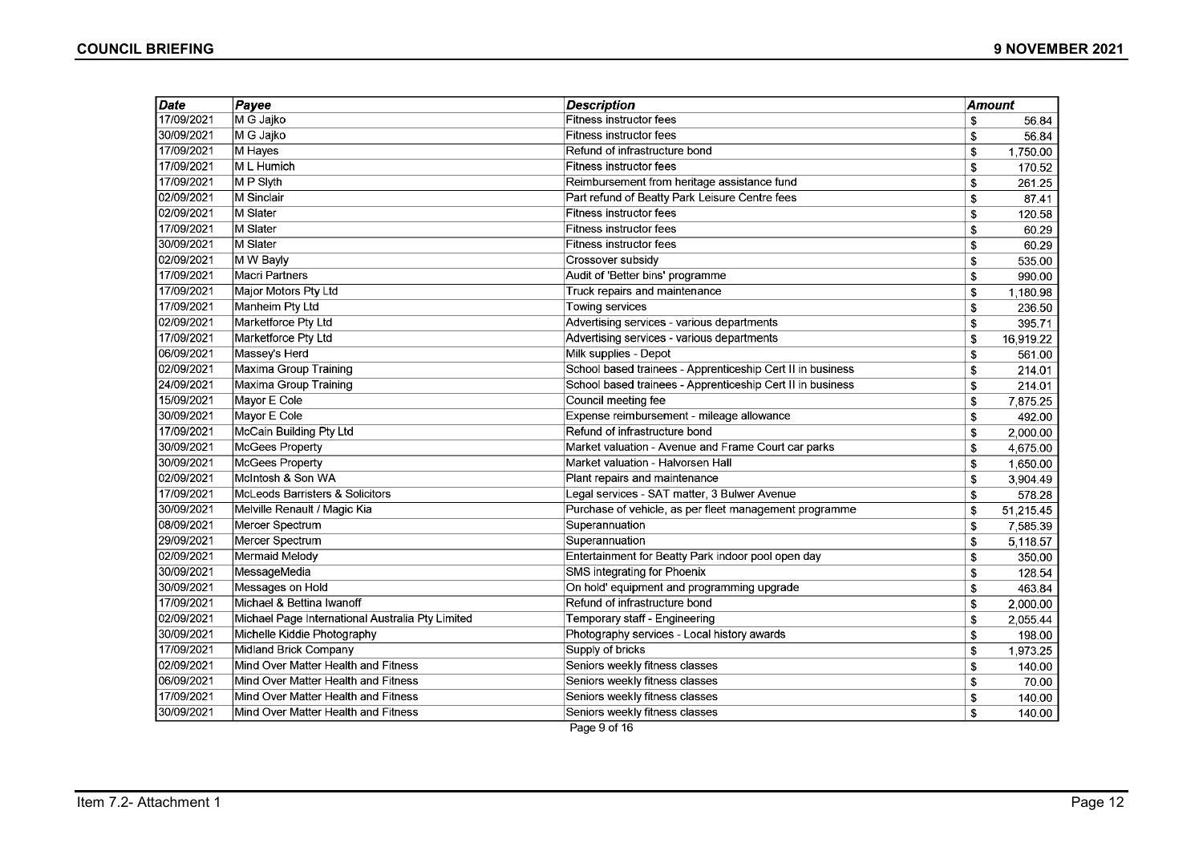| Date | Payee | Description | Amount |
|---|---|---|---|
| 17/09/2021 | M G Jajko | Fitness instructor fees | $ 56.84 |
| 30/09/2021 | M G Jajko | Fitness instructor fees | $ 56.84 |
| 17/09/2021 | M Hayes | Refund of infrastructure bond | $ 1,750.00 |
| 17/09/2021 | M L Humich | Fitness instructor fees | $ 170.52 |
| 17/09/2021 | M P Slyth | Reimbursement from heritage assistance fund | $ 261.25 |
| 02/09/2021 | M Sinclair | Part refund of Beatty Park Leisure Centre fees | $ 87.41 |
| 02/09/2021 | M Slater | Fitness instructor fees | $ 120.58 |
| 17/09/2021 | M Slater | Fitness instructor fees | $ 60.29 |
| 30/09/2021 | M Slater | Fitness instructor fees | $ 60.29 |
| 02/09/2021 | M W Bayly | Crossover subsidy | $ 535.00 |
| 17/09/2021 | Macri Partners | Audit of 'Better bins' programme | $ 990.00 |
| 17/09/2021 | Major Motors Pty Ltd | Truck repairs and maintenance | $ 1,180.98 |
| 17/09/2021 | Manheim Pty Ltd | Towing services | $ 236.50 |
| 02/09/2021 | Marketforce Pty Ltd | Advertising services - various departments | $ 395.71 |
| 17/09/2021 | Marketforce Pty Ltd | Advertising services - various departments | $ 16,919.22 |
| 06/09/2021 | Massey's Herd | Milk supplies - Depot | $ 561.00 |
| 02/09/2021 | Maxima Group Training | School based trainees - Apprenticeship Cert II in business | $ 214.01 |
| 24/09/2021 | Maxima Group Training | School based trainees - Apprenticeship Cert II in business | $ 214.01 |
| 15/09/2021 | Mayor E Cole | Council meeting fee | $ 7,875.25 |
| 30/09/2021 | Mayor E Cole | Expense reimbursement - mileage allowance | $ 492.00 |
| 17/09/2021 | McCain Building Pty Ltd | Refund of infrastructure bond | $ 2,000.00 |
| 30/09/2021 | McGees Property | Market valuation - Avenue and Frame Court car parks | $ 4,675.00 |
| 30/09/2021 | McGees Property | Market valuation - Halvorsen Hall | $ 1,650.00 |
| 02/09/2021 | McIntosh & Son WA | Plant repairs and maintenance | $ 3,904.49 |
| 17/09/2021 | McLeods Barristers & Solicitors | Legal services - SAT matter, 3 Bulwer Avenue | $ 578.28 |
| 30/09/2021 | Melville Renault / Magic Kia | Purchase of vehicle, as per fleet management programme | $ 51,215.45 |
| 08/09/2021 | Mercer Spectrum | Superannuation | $ 7,585.39 |
| 29/09/2021 | Mercer Spectrum | Superannuation | $ 5,118.57 |
| 02/09/2021 | Mermaid Melody | Entertainment for Beatty Park indoor pool open day | $ 350.00 |
| 30/09/2021 | MessageMedia | SMS integrating for Phoenix | $ 128.54 |
| 30/09/2021 | Messages on Hold | On hold' equipment and programming upgrade | $ 463.84 |
| 17/09/2021 | Michael & Bettina Iwanoff | Refund of infrastructure bond | $ 2,000.00 |
| 02/09/2021 | Michael Page International Australia Pty Limited | Temporary staff - Engineering | $ 2,055.44 |
| 30/09/2021 | Michelle Kiddie Photography | Photography services - Local history awards | $ 198.00 |
| 17/09/2021 | Midland Brick Company | Supply of bricks | $ 1,973.25 |
| 02/09/2021 | Mind Over Matter Health and Fitness | Seniors weekly fitness classes | $ 140.00 |
| 06/09/2021 | Mind Over Matter Health and Fitness | Seniors weekly fitness classes | $ 70.00 |
| 17/09/2021 | Mind Over Matter Health and Fitness | Seniors weekly fitness classes | $ 140.00 |
| 30/09/2021 | Mind Over Matter Health and Fitness | Seniors weekly fitness classes | $ 140.00 |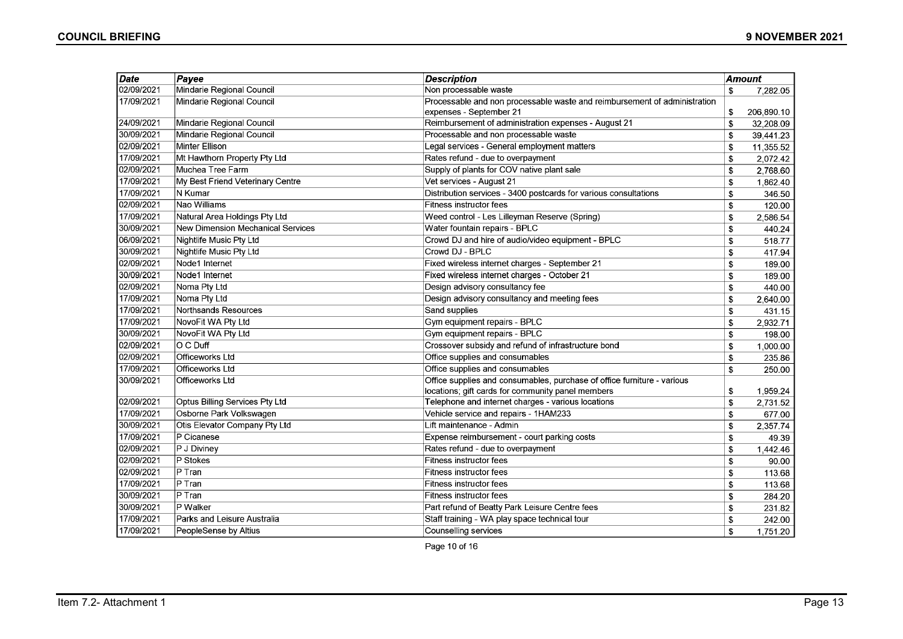| Date | Payee | Description | Amount |
| --- | --- | --- | --- |
| 02/09/2021 | Mindarie Regional Council | Non processable waste | $ 7,282.05 |
| 17/09/2021 | Mindarie Regional Council | Processable and non processable waste and reimbursement of administration expenses - September 21 | $ 206,890.10 |
| 24/09/2021 | Mindarie Regional Council | Reimbursement of administration expenses - August 21 | $ 32,208.09 |
| 30/09/2021 | Mindarie Regional Council | Processable and non processable waste | $ 39,441.23 |
| 02/09/2021 | Minter Ellison | Legal services - General employment matters | $ 11,355.52 |
| 17/09/2021 | Mt Hawthorn Property Pty Ltd | Rates refund - due to overpayment | $ 2,072.42 |
| 02/09/2021 | Muchea Tree Farm | Supply of plants for COV native plant sale | $ 2,768.60 |
| 17/09/2021 | My Best Friend Veterinary Centre | Vet services - August 21 | $ 1,862.40 |
| 17/09/2021 | N Kumar | Distribution services - 3400 postcards for various consultations | $ 346.50 |
| 02/09/2021 | Nao Williams | Fitness instructor fees | $ 120.00 |
| 17/09/2021 | Natural Area Holdings Pty Ltd | Weed control - Les Lilleyman Reserve (Spring) | $ 2,586.54 |
| 30/09/2021 | New Dimension Mechanical Services | Water fountain repairs - BPLC | $ 440.24 |
| 06/09/2021 | Nightlife Music Pty Ltd | Crowd DJ and hire of audio/video equipment - BPLC | $ 518.77 |
| 30/09/2021 | Nightlife Music Pty Ltd | Crowd DJ - BPLC | $ 417.94 |
| 02/09/2021 | Node1 Internet | Fixed wireless internet charges - September 21 | $ 189.00 |
| 30/09/2021 | Node1 Internet | Fixed wireless internet charges - October 21 | $ 189.00 |
| 02/09/2021 | Noma Pty Ltd | Design advisory consultancy fee | $ 440.00 |
| 17/09/2021 | Noma Pty Ltd | Design advisory consultancy and meeting fees | $ 2,640.00 |
| 17/09/2021 | Northsands Resources | Sand supplies | $ 431.15 |
| 17/09/2021 | NovoFit WA Pty Ltd | Gym equipment repairs - BPLC | $ 2,932.71 |
| 30/09/2021 | NovoFit WA Pty Ltd | Gym equipment repairs - BPLC | $ 198.00 |
| 02/09/2021 | O C Duff | Crossover subsidy and refund of infrastructure bond | $ 1,000.00 |
| 02/09/2021 | Officeworks Ltd | Office supplies and consumables | $ 235.86 |
| 17/09/2021 | Officeworks Ltd | Office supplies and consumables | $ 250.00 |
| 30/09/2021 | Officeworks Ltd | Office supplies and consumables, purchase of office furniture - various locations; gift cards for community panel members | $ 1,959.24 |
| 02/09/2021 | Optus Billing Services Pty Ltd | Telephone and internet charges - various locations | $ 2,731.52 |
| 17/09/2021 | Osborne Park Volkswagen | Vehicle service and repairs - 1HAM233 | $ 677.00 |
| 30/09/2021 | Otis Elevator Company Pty Ltd | Lift maintenance - Admin | $ 2,357.74 |
| 17/09/2021 | P Cicanese | Expense reimbursement - court parking costs | $ 49.39 |
| 02/09/2021 | P J Diviney | Rates refund - due to overpayment | $ 1,442.46 |
| 02/09/2021 | P Stokes | Fitness instructor fees | $ 90.00 |
| 02/09/2021 | P Tran | Fitness instructor fees | $ 113.68 |
| 17/09/2021 | P Tran | Fitness instructor fees | $ 113.68 |
| 30/09/2021 | P Tran | Fitness instructor fees | $ 284.20 |
| 30/09/2021 | P Walker | Part refund of Beatty Park Leisure Centre fees | $ 231.82 |
| 17/09/2021 | Parks and Leisure Australia | Staff training - WA play space technical tour | $ 242.00 |
| 17/09/2021 | PeopleSense by Altius | Counselling services | $ 1,751.20 |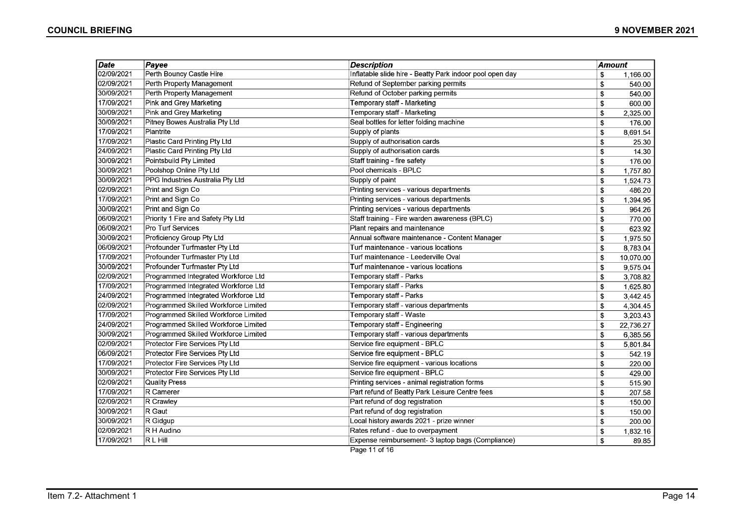| Date | Payee | Description | Amount |
|---|---|---|---|
| 02/09/2021 | Perth Bouncy Castle Hire | Inflatable slide hire - Beatty Park indoor pool open day | $ 1,166.00 |
| 02/09/2021 | Perth Property Management | Refund of September parking permits | $ 540.00 |
| 30/09/2021 | Perth Property Management | Refund of October parking permits | $ 540.00 |
| 17/09/2021 | Pink and Grey Marketing | Temporary staff - Marketing | $ 600.00 |
| 30/09/2021 | Pink and Grey Marketing | Temporary staff - Marketing | $ 2,325.00 |
| 30/09/2021 | Pitney Bowes Australia Pty Ltd | Seal bottles for letter folding machine | $ 176.00 |
| 17/09/2021 | Plantrite | Supply of plants | $ 8,691.54 |
| 17/09/2021 | Plastic Card Printing Pty Ltd | Supply of authorisation cards | $ 25.30 |
| 24/09/2021 | Plastic Card Printing Pty Ltd | Supply of authorisation cards | $ 14.30 |
| 30/09/2021 | Pointsbuild Pty Limited | Staff training - fire safety | $ 176.00 |
| 30/09/2021 | Poolshop Online Pty Ltd | Pool chemicals - BPLC | $ 1,757.80 |
| 30/09/2021 | PPG Industries Australia Pty Ltd | Supply of paint | $ 1,524.73 |
| 02/09/2021 | Print and Sign Co | Printing services - various departments | $ 486.20 |
| 17/09/2021 | Print and Sign Co | Printing services - various departments | $ 1,394.95 |
| 30/09/2021 | Print and Sign Co | Printing services - various departments | $ 964.26 |
| 06/09/2021 | Priority 1 Fire and Safety Pty Ltd | Staff training - Fire warden awareness (BPLC) | $ 770.00 |
| 06/09/2021 | Pro Turf Services | Plant repairs and maintenance | $ 623.92 |
| 30/09/2021 | Proficiency Group Pty Ltd | Annual software maintenance - Content Manager | $ 1,975.50 |
| 06/09/2021 | Profounder Turfmaster Pty Ltd | Turf maintenance - various locations | $ 8,783.04 |
| 17/09/2021 | Profounder Turfmaster Pty Ltd | Turf maintenance - Leederville Oval | $ 10,070.00 |
| 30/09/2021 | Profounder Turfmaster Pty Ltd | Turf maintenance - various locations | $ 9,575.04 |
| 02/09/2021 | Programmed Integrated Workforce Ltd | Temporary staff - Parks | $ 3,708.82 |
| 17/09/2021 | Programmed Integrated Workforce Ltd | Temporary staff - Parks | $ 1,625.80 |
| 24/09/2021 | Programmed Integrated Workforce Ltd | Temporary staff - Parks | $ 3,442.45 |
| 02/09/2021 | Programmed Skilled Workforce Limited | Temporary staff - various departments | $ 4,304.45 |
| 17/09/2021 | Programmed Skilled Workforce Limited | Temporary staff - Waste | $ 3,203.43 |
| 24/09/2021 | Programmed Skilled Workforce Limited | Temporary staff - Engineering | $ 22,736.27 |
| 30/09/2021 | Programmed Skilled Workforce Limited | Temporary staff - various departments | $ 6,385.56 |
| 02/09/2021 | Protector Fire Services Pty Ltd | Service fire equipment - BPLC | $ 5,801.84 |
| 06/09/2021 | Protector Fire Services Pty Ltd | Service fire equipment - BPLC | $ 542.19 |
| 17/09/2021 | Protector Fire Services Pty Ltd | Service fire equipment - various locations | $ 220.00 |
| 30/09/2021 | Protector Fire Services Pty Ltd | Service fire equipment - BPLC | $ 429.00 |
| 02/09/2021 | Quality Press | Printing services - animal registration forms | $ 515.90 |
| 17/09/2021 | R Camerer | Part refund of Beatty Park Leisure Centre fees | $ 207.58 |
| 02/09/2021 | R Crawley | Part refund of dog registration | $ 150.00 |
| 30/09/2021 | R Gaut | Part refund of dog registration | $ 150.00 |
| 30/09/2021 | R Gidgup | Local history awards 2021 - prize winner | $ 200.00 |
| 02/09/2021 | R H Audino | Rates refund - due to overpayment | $ 1,832.16 |
| 17/09/2021 | R L Hill | Expense reimbursement- 3 laptop bags (Compliance) | $ 89.85 |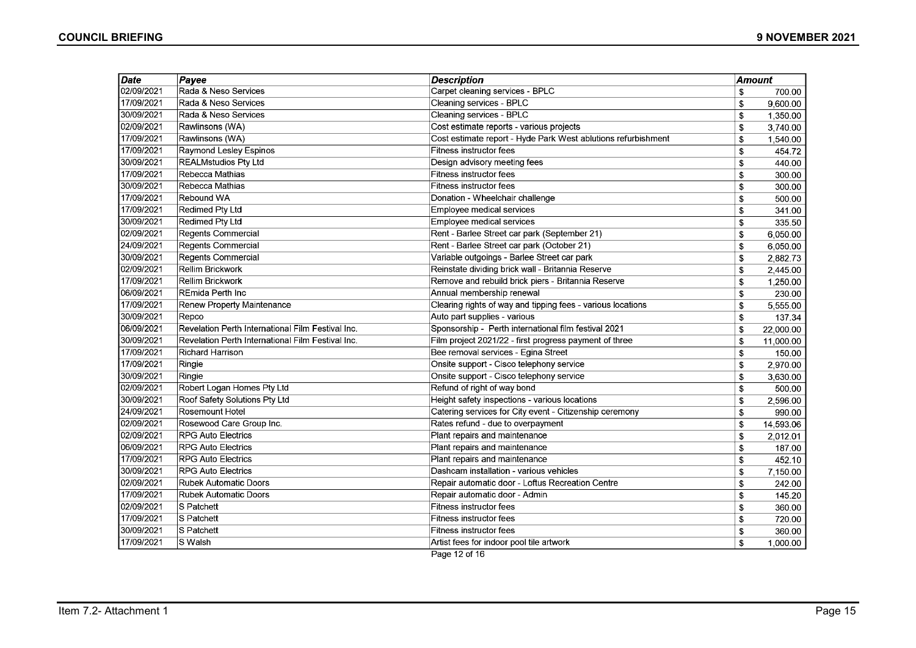| Date | Payee | Description | Amount |
|---|---|---|---|
| 02/09/2021 | Rada & Neso Services | Carpet cleaning services - BPLC | $ 700.00 |
| 17/09/2021 | Rada & Neso Services | Cleaning services - BPLC | $ 9,600.00 |
| 30/09/2021 | Rada & Neso Services | Cleaning services - BPLC | $ 1,350.00 |
| 02/09/2021 | Rawlinsons (WA) | Cost estimate reports - various projects | $ 3,740.00 |
| 17/09/2021 | Rawlinsons (WA) | Cost estimate report - Hyde Park West ablutions refurbishment | $ 1,540.00 |
| 17/09/2021 | Raymond Lesley Espinos | Fitness instructor fees | $ 454.72 |
| 30/09/2021 | REALMstudios Pty Ltd | Design advisory meeting fees | $ 440.00 |
| 17/09/2021 | Rebecca Mathias | Fitness instructor fees | $ 300.00 |
| 30/09/2021 | Rebecca Mathias | Fitness instructor fees | $ 300.00 |
| 17/09/2021 | Rebound WA | Donation - Wheelchair challenge | $ 500.00 |
| 17/09/2021 | Redimed Pty Ltd | Employee medical services | $ 341.00 |
| 30/09/2021 | Redimed Pty Ltd | Employee medical services | $ 335.50 |
| 02/09/2021 | Regents Commercial | Rent - Barlee Street car park (September 21) | $ 6,050.00 |
| 24/09/2021 | Regents Commercial | Rent - Barlee Street car park (October 21) | $ 6,050.00 |
| 30/09/2021 | Regents Commercial | Variable outgoings - Barlee Street car park | $ 2,882.73 |
| 02/09/2021 | Rellim Brickwork | Reinstate dividing brick wall - Britannia Reserve | $ 2,445.00 |
| 17/09/2021 | Rellim Brickwork | Remove and rebuild brick piers - Britannia Reserve | $ 1,250.00 |
| 06/09/2021 | REmida Perth Inc | Annual membership renewal | $ 230.00 |
| 17/09/2021 | Renew Property Maintenance | Clearing rights of way and tipping fees - various locations | $ 5,555.00 |
| 30/09/2021 | Repco | Auto part supplies - various | $ 137.34 |
| 06/09/2021 | Revelation Perth International Film Festival Inc. | Sponsorship - Perth international film festival 2021 | $ 22,000.00 |
| 30/09/2021 | Revelation Perth International Film Festival Inc. | Film project 2021/22 - first progress payment of three | $ 11,000.00 |
| 17/09/2021 | Richard Harrison | Bee removal services - Egina Street | $ 150.00 |
| 17/09/2021 | Ringie | Onsite support - Cisco telephony service | $ 2,970.00 |
| 30/09/2021 | Ringie | Onsite support - Cisco telephony service | $ 3,630.00 |
| 02/09/2021 | Robert Logan Homes Pty Ltd | Refund of right of way bond | $ 500.00 |
| 30/09/2021 | Roof Safety Solutions Pty Ltd | Height safety inspections - various locations | $ 2,596.00 |
| 24/09/2021 | Rosemount Hotel | Catering services for City event - Citizenship ceremony | $ 990.00 |
| 02/09/2021 | Rosewood Care Group Inc. | Rates refund - due to overpayment | $ 14,593.06 |
| 02/09/2021 | RPG Auto Electrics | Plant repairs and maintenance | $ 2,012.01 |
| 06/09/2021 | RPG Auto Electrics | Plant repairs and maintenance | $ 187.00 |
| 17/09/2021 | RPG Auto Electrics | Plant repairs and maintenance | $ 452.10 |
| 30/09/2021 | RPG Auto Electrics | Dashcam installation - various vehicles | $ 7,150.00 |
| 02/09/2021 | Rubek Automatic Doors | Repair automatic door - Loftus Recreation Centre | $ 242.00 |
| 17/09/2021 | Rubek Automatic Doors | Repair automatic door - Admin | $ 145.20 |
| 02/09/2021 | S Patchett | Fitness instructor fees | $ 360.00 |
| 17/09/2021 | S Patchett | Fitness instructor fees | $ 720.00 |
| 30/09/2021 | S Patchett | Fitness instructor fees | $ 360.00 |
| 17/09/2021 | S Walsh | Artist fees for indoor pool tile artwork | $ 1,000.00 |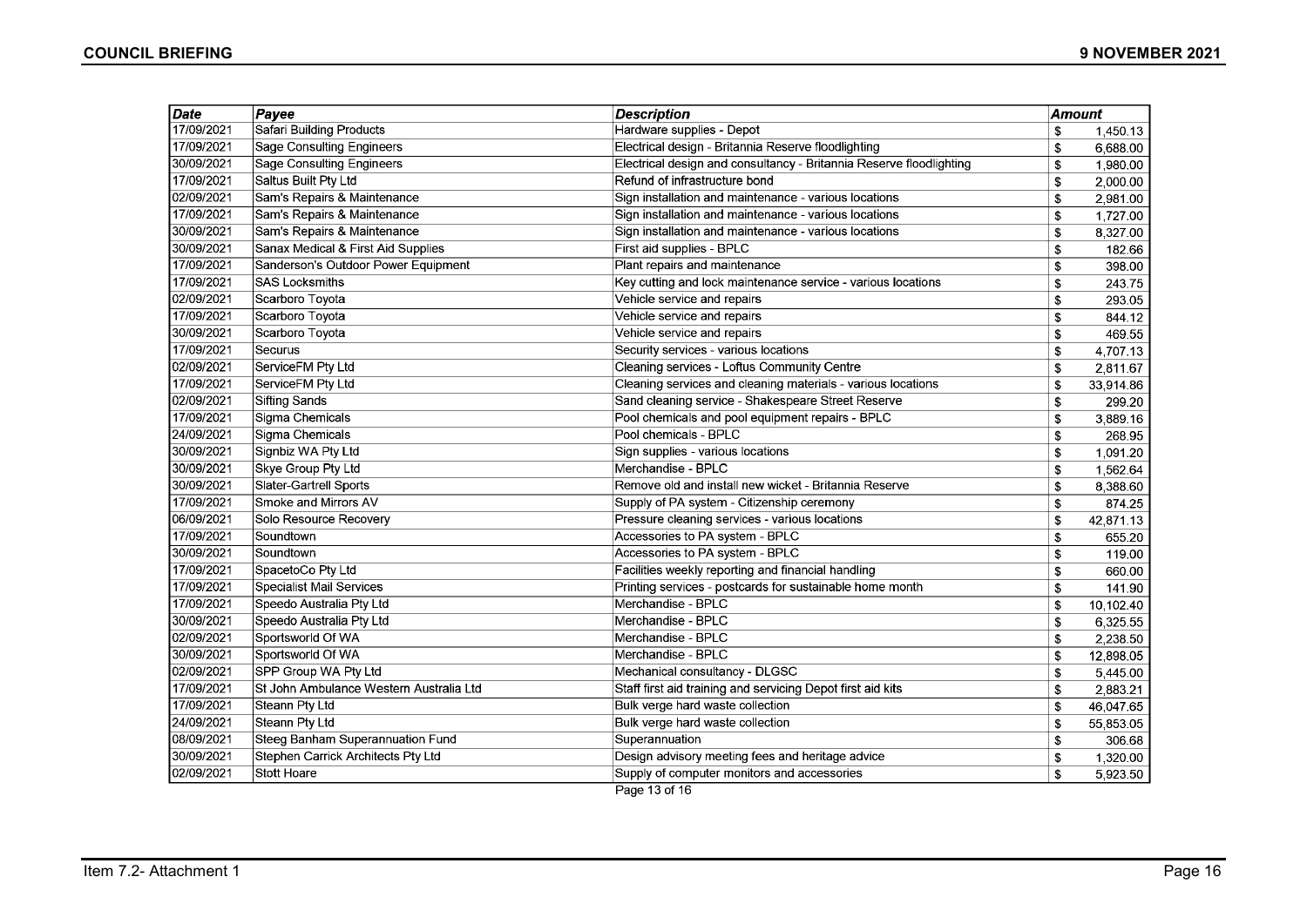| Date | Payee | Description | Amount |
|---|---|---|---|
| 17/09/2021 | Safari Building Products | Hardware supplies - Depot | $ 1,450.13 |
| 17/09/2021 | Sage Consulting Engineers | Electrical design - Britannia Reserve floodlighting | $ 6,688.00 |
| 30/09/2021 | Sage Consulting Engineers | Electrical design and consultancy - Britannia Reserve floodlighting | $ 1,980.00 |
| 17/09/2021 | Saltus Built Pty Ltd | Refund of infrastructure bond | $ 2,000.00 |
| 02/09/2021 | Sam's Repairs & Maintenance | Sign installation and maintenance - various locations | $ 2,981.00 |
| 17/09/2021 | Sam's Repairs & Maintenance | Sign installation and maintenance - various locations | $ 1,727.00 |
| 30/09/2021 | Sam's Repairs & Maintenance | Sign installation and maintenance - various locations | $ 8,327.00 |
| 30/09/2021 | Sanax Medical & First Aid Supplies | First aid supplies - BPLC | $ 182.66 |
| 17/09/2021 | Sanderson's Outdoor Power Equipment | Plant repairs and maintenance | $ 398.00 |
| 17/09/2021 | SAS Locksmiths | Key cutting and lock maintenance service - various locations | $ 243.75 |
| 02/09/2021 | Scarboro Toyota | Vehicle service and repairs | $ 293.05 |
| 17/09/2021 | Scarboro Toyota | Vehicle service and repairs | $ 844.12 |
| 30/09/2021 | Scarboro Toyota | Vehicle service and repairs | $ 469.55 |
| 17/09/2021 | Securus | Security services - various locations | $ 4,707.13 |
| 02/09/2021 | ServiceFM Pty Ltd | Cleaning services - Loftus Community Centre | $ 2,811.67 |
| 17/09/2021 | ServiceFM Pty Ltd | Cleaning services and cleaning materials - various locations | $ 33,914.86 |
| 02/09/2021 | Sifting Sands | Sand cleaning service - Shakespeare Street Reserve | $ 299.20 |
| 17/09/2021 | Sigma Chemicals | Pool chemicals and pool equipment repairs - BPLC | $ 3,889.16 |
| 24/09/2021 | Sigma Chemicals | Pool chemicals - BPLC | $ 268.95 |
| 30/09/2021 | Signbiz WA Pty Ltd | Sign supplies - various locations | $ 1,091.20 |
| 30/09/2021 | Skye Group Pty Ltd | Merchandise - BPLC | $ 1,562.64 |
| 30/09/2021 | Slater-Gartrell Sports | Remove old and install new wicket - Britannia Reserve | $ 8,388.60 |
| 17/09/2021 | Smoke and Mirrors AV | Supply of PA system - Citizenship ceremony | $ 874.25 |
| 06/09/2021 | Solo Resource Recovery | Pressure cleaning services - various locations | $ 42,871.13 |
| 17/09/2021 | Soundtown | Accessories to PA system - BPLC | $ 655.20 |
| 30/09/2021 | Soundtown | Accessories to PA system - BPLC | $ 119.00 |
| 17/09/2021 | SpacetoCo Pty Ltd | Facilities weekly reporting and financial handling | $ 660.00 |
| 17/09/2021 | Specialist Mail Services | Printing services - postcards for sustainable home month | $ 141.90 |
| 17/09/2021 | Speedo Australia Pty Ltd | Merchandise - BPLC | $ 10,102.40 |
| 30/09/2021 | Speedo Australia Pty Ltd | Merchandise - BPLC | $ 6,325.55 |
| 02/09/2021 | Sportsworld Of WA | Merchandise - BPLC | $ 2,238.50 |
| 30/09/2021 | Sportsworld Of WA | Merchandise - BPLC | $ 12,898.05 |
| 02/09/2021 | SPP Group WA Pty Ltd | Mechanical consultancy - DLGSC | $ 5,445.00 |
| 17/09/2021 | St John Ambulance Western Australia Ltd | Staff first aid training and servicing Depot first aid kits | $ 2,883.21 |
| 17/09/2021 | Steann Pty Ltd | Bulk verge hard waste collection | $ 46,047.65 |
| 24/09/2021 | Steann Pty Ltd | Bulk verge hard waste collection | $ 55,853.05 |
| 08/09/2021 | Steeg Banham Superannuation Fund | Superannuation | $ 306.68 |
| 30/09/2021 | Stephen Carrick Architects Pty Ltd | Design advisory meeting fees and heritage advice | $ 1,320.00 |
| 02/09/2021 | Stott Hoare | Supply of computer monitors and accessories | $ 5,923.50 |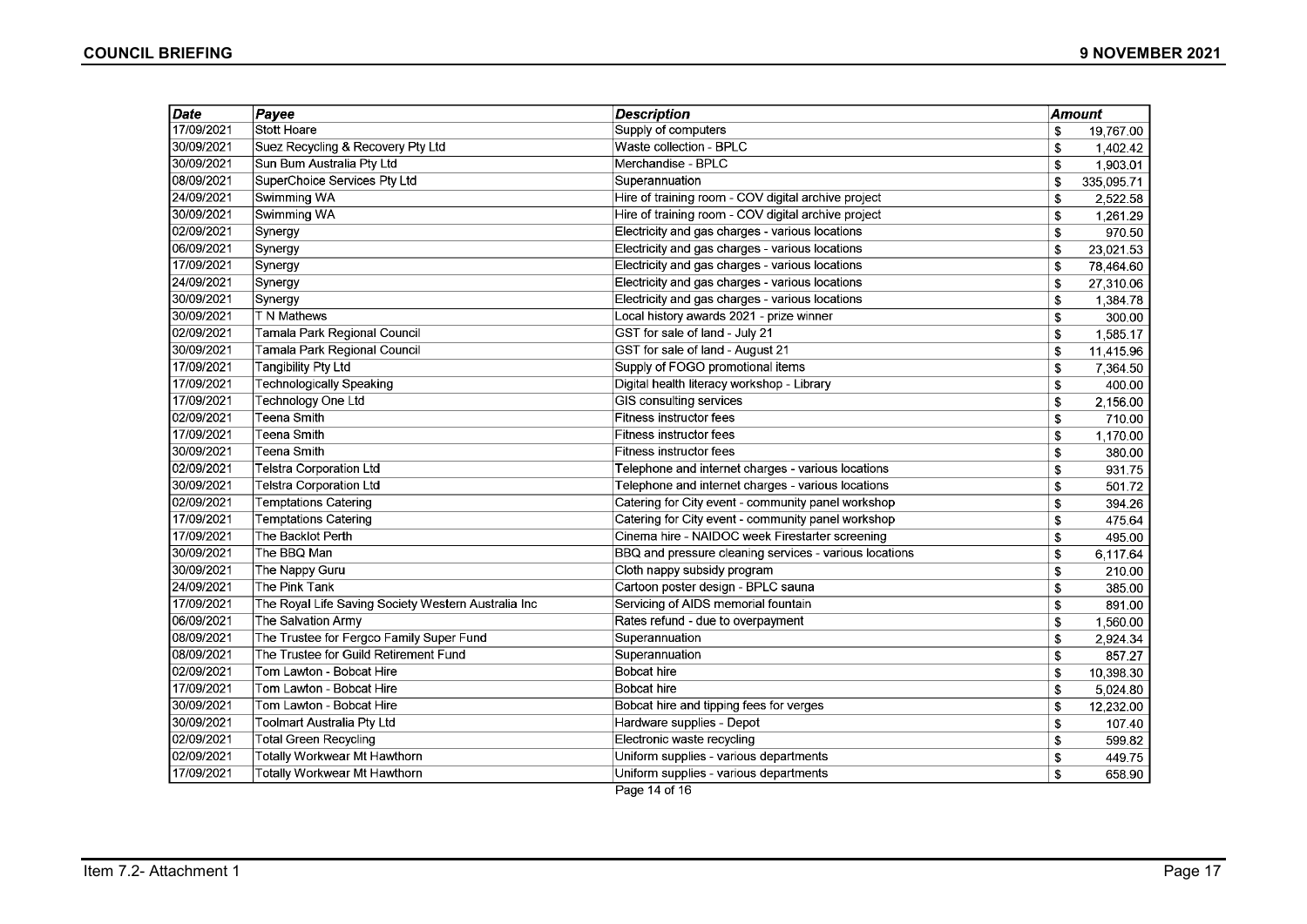| Date | Payee | Description | Amount |
|---|---|---|---|
| 17/09/2021 | Stott Hoare | Supply of computers | $ 19,767.00 |
| 30/09/2021 | Suez Recycling & Recovery Pty Ltd | Waste collection - BPLC | $ 1,402.42 |
| 30/09/2021 | Sun Bum Australia Pty Ltd | Merchandise - BPLC | $ 1,903.01 |
| 08/09/2021 | SuperChoice Services Pty Ltd | Superannuation | $ 335,095.71 |
| 24/09/2021 | Swimming WA | Hire of training room - COV digital archive project | $ 2,522.58 |
| 30/09/2021 | Swimming WA | Hire of training room - COV digital archive project | $ 1,261.29 |
| 02/09/2021 | Synergy | Electricity and gas charges - various locations | $ 970.50 |
| 06/09/2021 | Synergy | Electricity and gas charges - various locations | $ 23,021.53 |
| 17/09/2021 | Synergy | Electricity and gas charges - various locations | $ 78,464.60 |
| 24/09/2021 | Synergy | Electricity and gas charges - various locations | $ 27,310.06 |
| 30/09/2021 | Synergy | Electricity and gas charges - various locations | $ 1,384.78 |
| 30/09/2021 | T N Mathews | Local history awards 2021 - prize winner | $ 300.00 |
| 02/09/2021 | Tamala Park Regional Council | GST for sale of land - July 21 | $ 1,585.17 |
| 30/09/2021 | Tamala Park Regional Council | GST for sale of land - August 21 | $ 11,415.96 |
| 17/09/2021 | Tangibility Pty Ltd | Supply of FOGO promotional items | $ 7,364.50 |
| 17/09/2021 | Technologically Speaking | Digital health literacy workshop - Library | $ 400.00 |
| 17/09/2021 | Technology One Ltd | GIS consulting services | $ 2,156.00 |
| 02/09/2021 | Teena Smith | Fitness instructor fees | $ 710.00 |
| 17/09/2021 | Teena Smith | Fitness instructor fees | $ 1,170.00 |
| 30/09/2021 | Teena Smith | Fitness instructor fees | $ 380.00 |
| 02/09/2021 | Telstra Corporation Ltd | Telephone and internet charges - various locations | $ 931.75 |
| 30/09/2021 | Telstra Corporation Ltd | Telephone and internet charges - various locations | $ 501.72 |
| 02/09/2021 | Temptations Catering | Catering for City event - community panel workshop | $ 394.26 |
| 17/09/2021 | Temptations Catering | Catering for City event - community panel workshop | $ 475.64 |
| 17/09/2021 | The Backlot Perth | Cinema hire - NAIDOC week Firestarter screening | $ 495.00 |
| 30/09/2021 | The BBQ Man | BBQ and pressure cleaning services - various locations | $ 6,117.64 |
| 30/09/2021 | The Nappy Guru | Cloth nappy subsidy program | $ 210.00 |
| 24/09/2021 | The Pink Tank | Cartoon poster design - BPLC sauna | $ 385.00 |
| 17/09/2021 | The Royal Life Saving Society Western Australia Inc | Servicing of AIDS memorial fountain | $ 891.00 |
| 06/09/2021 | The Salvation Army | Rates refund - due to overpayment | $ 1,560.00 |
| 08/09/2021 | The Trustee for Fergco Family Super Fund | Superannuation | $ 2,924.34 |
| 08/09/2021 | The Trustee for Guild Retirement Fund | Superannuation | $ 857.27 |
| 02/09/2021 | Tom Lawton - Bobcat Hire | Bobcat hire | $ 10,398.30 |
| 17/09/2021 | Tom Lawton - Bobcat Hire | Bobcat hire | $ 5,024.80 |
| 30/09/2021 | Tom Lawton - Bobcat Hire | Bobcat hire and tipping fees for verges | $ 12,232.00 |
| 30/09/2021 | Toolmart Australia Pty Ltd | Hardware supplies - Depot | $ 107.40 |
| 02/09/2021 | Total Green Recycling | Electronic waste recycling | $ 599.82 |
| 02/09/2021 | Totally Workwear Mt Hawthorn | Uniform supplies - various departments | $ 449.75 |
| 17/09/2021 | Totally Workwear Mt Hawthorn | Uniform supplies - various departments | $ 658.90 |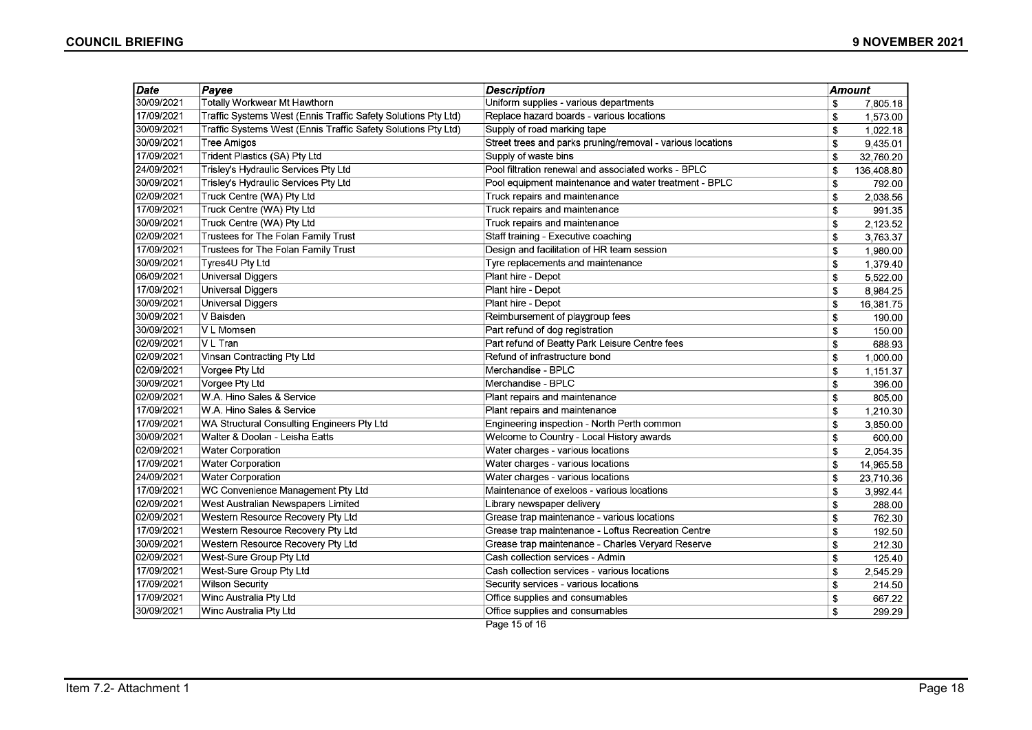| Date | Payee | Description | Amount |
|---|---|---|---|
| 30/09/2021 | Totally Workwear Mt Hawthorn | Uniform supplies - various departments | $ 7,805.18 |
| 17/09/2021 | Traffic Systems West (Ennis Traffic Safety Solutions Pty Ltd) | Replace hazard boards - various locations | $ 1,573.00 |
| 30/09/2021 | Traffic Systems West (Ennis Traffic Safety Solutions Pty Ltd) | Supply of road marking tape | $ 1,022.18 |
| 30/09/2021 | Tree Amigos | Street trees and parks pruning/removal - various locations | $ 9,435.01 |
| 17/09/2021 | Trident Plastics (SA) Pty Ltd | Supply of waste bins | $ 32,760.20 |
| 24/09/2021 | Trisley's Hydraulic Services Pty Ltd | Pool filtration renewal and associated works - BPLC | $ 136,408.80 |
| 30/09/2021 | Trisley's Hydraulic Services Pty Ltd | Pool equipment maintenance and water treatment - BPLC | $ 792.00 |
| 02/09/2021 | Truck Centre (WA) Pty Ltd | Truck repairs and maintenance | $ 2,038.56 |
| 17/09/2021 | Truck Centre (WA) Pty Ltd | Truck repairs and maintenance | $ 991.35 |
| 30/09/2021 | Truck Centre (WA) Pty Ltd | Truck repairs and maintenance | $ 2,123.52 |
| 02/09/2021 | Trustees for The Folan Family Trust | Staff training - Executive coaching | $ 3,763.37 |
| 17/09/2021 | Trustees for The Folan Family Trust | Design and facilitation of HR team session | $ 1,980.00 |
| 30/09/2021 | Tyres4U Pty Ltd | Tyre replacements and maintenance | $ 1,379.40 |
| 06/09/2021 | Universal Diggers | Plant hire - Depot | $ 5,522.00 |
| 17/09/2021 | Universal Diggers | Plant hire - Depot | $ 8,984.25 |
| 30/09/2021 | Universal Diggers | Plant hire - Depot | $ 16,381.75 |
| 30/09/2021 | V Baisden | Reimbursement of playgroup fees | $ 190.00 |
| 30/09/2021 | V L Momsen | Part refund of dog registration | $ 150.00 |
| 02/09/2021 | V L Tran | Part refund of Beatty Park Leisure Centre fees | $ 688.93 |
| 02/09/2021 | Vinsan Contracting Pty Ltd | Refund of infrastructure bond | $ 1,000.00 |
| 02/09/2021 | Vorgee Pty Ltd | Merchandise - BPLC | $ 1,151.37 |
| 30/09/2021 | Vorgee Pty Ltd | Merchandise - BPLC | $ 396.00 |
| 02/09/2021 | W.A. Hino Sales & Service | Plant repairs and maintenance | $ 805.00 |
| 17/09/2021 | W.A. Hino Sales & Service | Plant repairs and maintenance | $ 1,210.30 |
| 17/09/2021 | WA Structural Consulting Engineers Pty Ltd | Engineering inspection - North Perth common | $ 3,850.00 |
| 30/09/2021 | Walter & Doolan - Leisha Eatts | Welcome to Country - Local History awards | $ 600.00 |
| 02/09/2021 | Water Corporation | Water charges - various locations | $ 2,054.35 |
| 17/09/2021 | Water Corporation | Water charges - various locations | $ 14,965.58 |
| 24/09/2021 | Water Corporation | Water charges - various locations | $ 23,710.36 |
| 17/09/2021 | WC Convenience Management Pty Ltd | Maintenance of exeloos - various locations | $ 3,992.44 |
| 02/09/2021 | West Australian Newspapers Limited | Library newspaper delivery | $ 288.00 |
| 02/09/2021 | Western Resource Recovery Pty Ltd | Grease trap maintenance - various locations | $ 762.30 |
| 17/09/2021 | Western Resource Recovery Pty Ltd | Grease trap maintenance - Loftus Recreation Centre | $ 192.50 |
| 30/09/2021 | Western Resource Recovery Pty Ltd | Grease trap maintenance - Charles Veryard Reserve | $ 212.30 |
| 02/09/2021 | West-Sure Group Pty Ltd | Cash collection services - Admin | $ 125.40 |
| 17/09/2021 | West-Sure Group Pty Ltd | Cash collection services - various locations | $ 2,545.29 |
| 17/09/2021 | Wilson Security | Security services - various locations | $ 214.50 |
| 17/09/2021 | Winc Australia Pty Ltd | Office supplies and consumables | $ 667.22 |
| 30/09/2021 | Winc Australia Pty Ltd | Office supplies and consumables | $ 299.29 |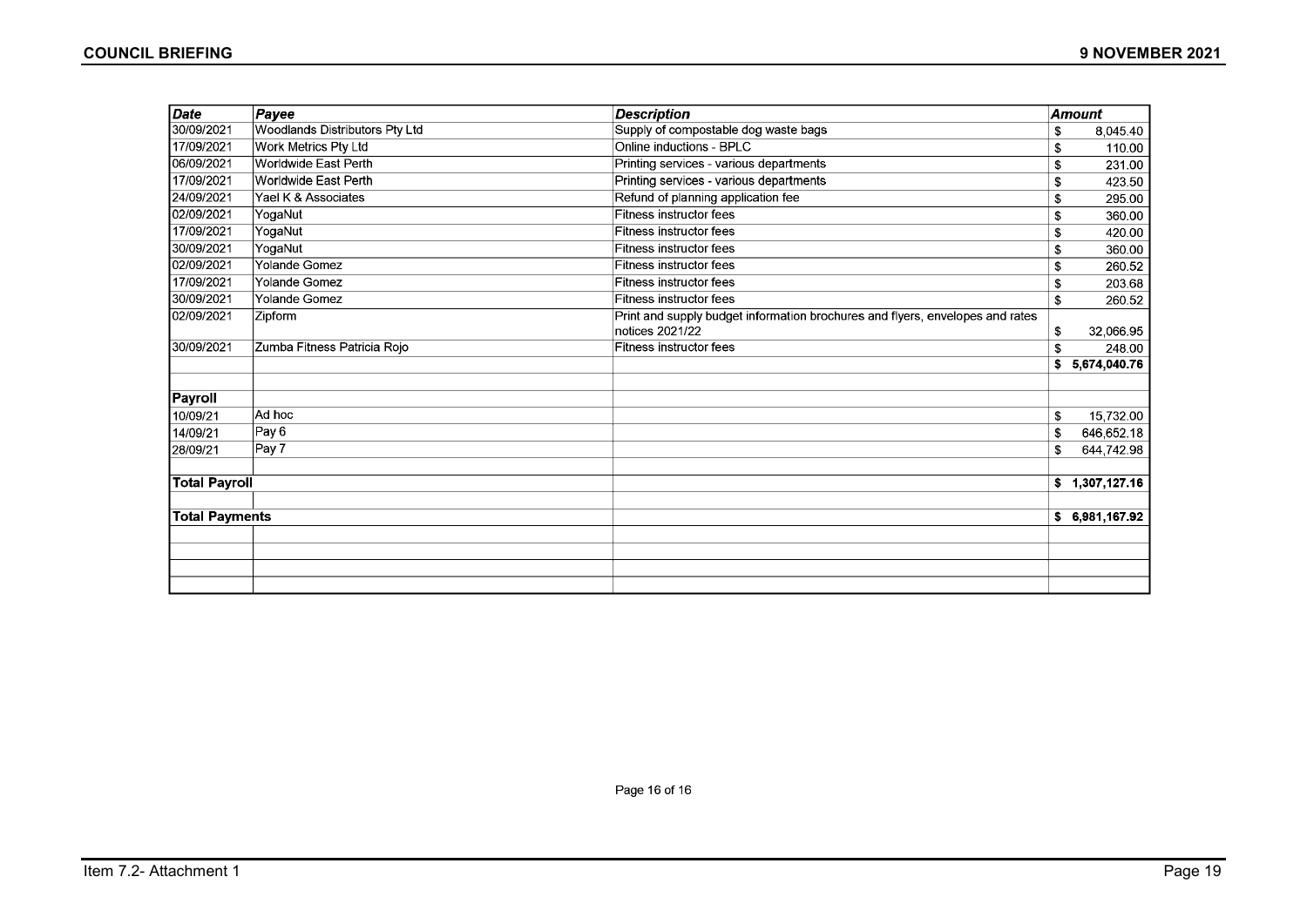| *Date* | *Payee* | *Description* | *Amount* |
|---|---|---|---|
| 30/09/2021 | Woodlands Distributors Pty Ltd | Supply of compostable dog waste bags | $ 8,045.40 |
| 17/09/2021 | Work Metrics Pty Ltd | Online inductions - BPLC | $ 110.00 |
| 06/09/2021 | Worldwide East Perth | Printing services - various departments | $ 231.00 |
| 17/09/2021 | Worldwide East Perth | Printing services - various departments | $ 423.50 |
| 24/09/2021 | Yael K & Associates | Refund of planning application fee | $ 295.00 |
| 02/09/2021 | YogaNut | Fitness instructor fees | $ 360.00 |
| 17/09/2021 | YogaNut | Fitness instructor fees | $ 420.00 |
| 30/09/2021 | YogaNut | Fitness instructor fees | $ 360.00 |
| 02/09/2021 | Yolande Gomez | Fitness instructor fees | $ 260.52 |
| 17/09/2021 | Yolande Gomez | Fitness instructor fees | $ 203.68 |
| 30/09/2021 | Yolande Gomez | Fitness instructor fees | $ 260.52 |
| 02/09/2021 | Zipform | Print and supply budget information brochures and flyers, envelopes and rates notices 2021/22 | $ 32,066.95 |
| 30/09/2021 | Zumba Fitness Patricia Rojo | Fitness instructor fees | $ 248.00 |
| | | | **$ 5,674,040.76** |
| | | | |
| **Payroll** | | | |
| 10/09/21 | Ad hoc | | $ 15,732.00 |
| 14/09/21 | Pay 6 | | $ 646,652.18 |
| 28/09/21 | Pay 7 | | $ 644,742.98 |
| | | | |
| **Total Payroll** | | | **$ 1,307,127.16** |
| | | | |
| **Total Payments** | | | **$ 6,981,167.92** |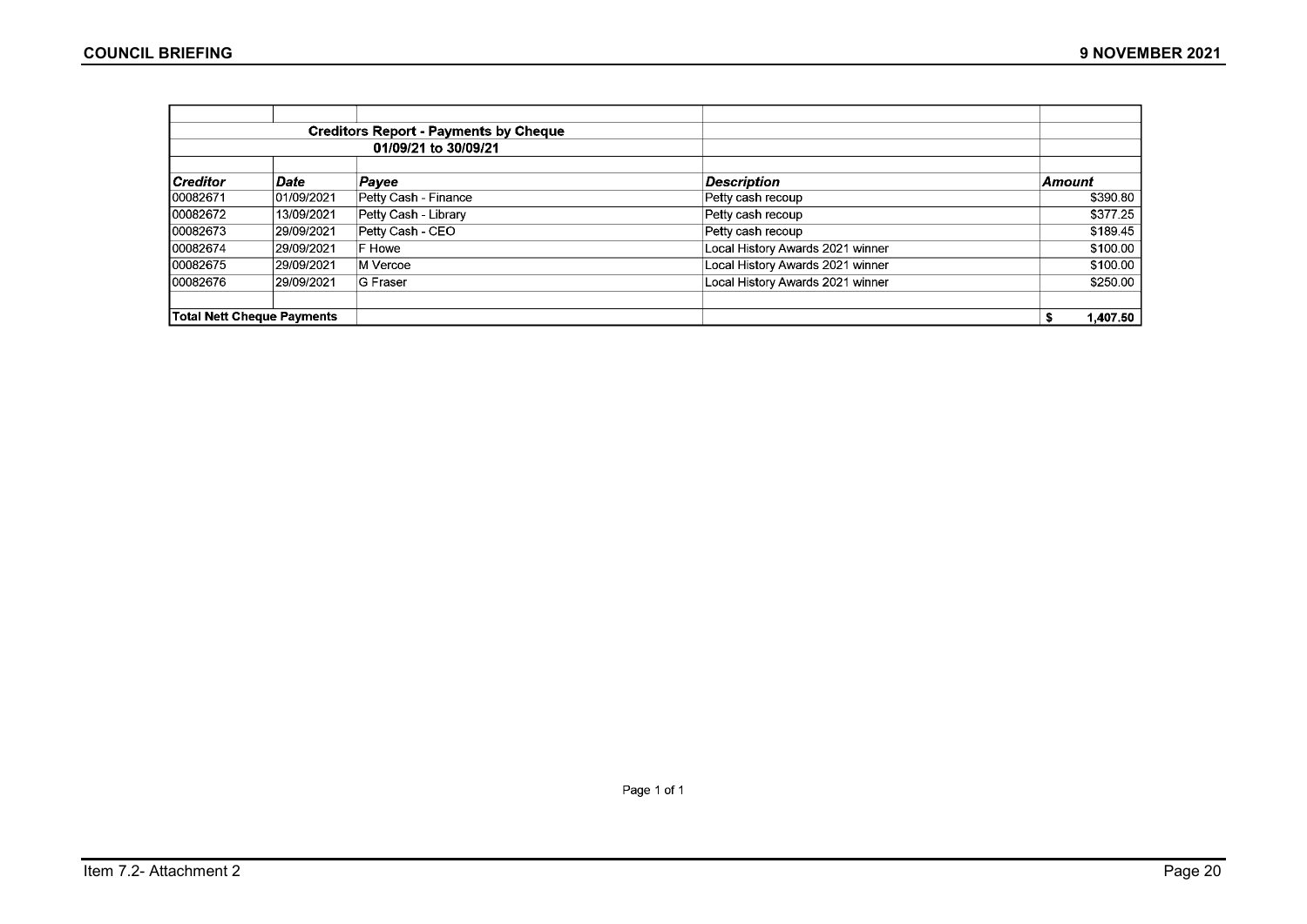## Creditors Report - Payments by Cheque

01/09/21 to 30/09/21

| Creditor | Date | Payee | Description | Amount |
|---|---|---|---|---|
| 00082671 | 01/09/2021 | Petty Cash - Finance | Petty cash recoup | $390.80 |
| 00082672 | 13/09/2021 | Petty Cash - Library | Petty cash recoup | $377.25 |
| 00082673 | 29/09/2021 | Petty Cash - CEO | Petty cash recoup | $189.45 |
| 00082674 | 29/09/2021 | F Howe | Local History Awards 2021 winner | $100.00 |
| 00082675 | 29/09/2021 | M Vercoe | Local History Awards 2021 winner | $100.00 |
| 00082676 | 29/09/2021 | G Fraser | Local History Awards 2021 winner | $250.00 |
| | | | | |
| **Total Nett Cheque Payments** | | | | **$ 1,407.50** |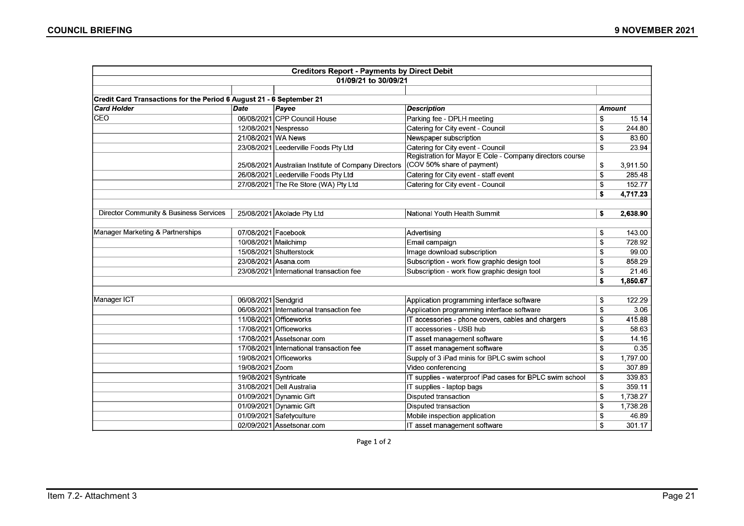| Creditors Report - Payments by Direct Debit | | | | |
|---|---|---|---|---|
| 01/09/21 to 30/09/21 | | | | |
| | | | | |
| **Credit Card Transactions for the Period 6 August 21 - 6 September 21** | | | | |
| ***Card Holder*** | ***Date*** | ***Payee*** | ***Description*** | ***Amount*** |
| CEO | 06/08/2021 | CPP Council House | Parking fee - DPLH meeting | $ 15.14 |
| | 12/08/2021 | Nespresso | Catering for City event - Council | $ 244.80 |
| | 21/08/2021 | WA News | Newspaper subscription | $ 83.60 |
| | 23/08/2021 | Leederville Foods Pty Ltd | Catering for City event - Council | $ 23.94 |
| | 25/08/2021 | Australian Institute of Company Directors | Registration for Mayor E Cole - Company directors course (COV 50% share of payment) | $ 3,911.50 |
| | 26/08/2021 | Leederville Foods Pty Ltd | Catering for City event - staff event | $ 285.48 |
| | 27/08/2021 | The Re Store (WA) Pty Ltd | Catering for City event - Council | $ 152.77 |
| | | | | **$ 4,717.23** |
| | | | | |
| Director Community & Business Services | 25/08/2021 | Akolade Pty Ltd | National Youth Health Summit | **$ 2,638.90** |
| | | | | |
| Manager Marketing & Partnerships | 07/08/2021 | Facebook | Advertising | $ 143.00 |
| | 10/08/2021 | Mailchimp | Email campaign | $ 728.92 |
| | 15/08/2021 | Shutterstock | Image download subscription | $ 99.00 |
| | 23/08/2021 | Asana.com | Subscription - work flow graphic design tool | $ 858.29 |
| | 23/08/2021 | International transaction fee | Subscription - work flow graphic design tool | $ 21.46 |
| | | | | **$ 1,850.67** |
| | | | | |
| Manager ICT | 06/08/2021 | Sendgrid | Application programming interface software | $ 122.29 |
| | 06/08/2021 | International transaction fee | Application programming interface software | $ 3.06 |
| | 11/08/2021 | Officeworks | IT accessories - phone covers, cables and chargers | $ 415.88 |
| | 17/08/2021 | Officeworks | IT accessories - USB hub | $ 58.63 |
| | 17/08/2021 | Assetsonar.com | IT asset management software | $ 14.16 |
| | 17/08/2021 | International transaction fee | IT asset management software | $ 0.35 |
| | 19/08/2021 | Officeworks | Supply of 3 iPad minis for BPLC swim school | $ 1,797.00 |
| | 19/08/2021 | Zoom | Video conferencing | $ 307.89 |
| | 19/08/2021 | Syntricate | IT supplies - waterproof iPad cases for BPLC swim school | $ 339.83 |
| | 31/08/2021 | Dell Australia | IT supplies - laptop bags | $ 359.11 |
| | 01/09/2021 | Dynamic Gift | Disputed transaction | $ 1,738.27 |
| | 01/09/2021 | Dynamic Gift | Disputed transaction | $ 1,738.28 |
| | 01/09/2021 | Safetyculture | Mobile inspection application | $ 46.89 |
| | 02/09/2021 | Assetsonar.com | IT asset management software | $ 301.17 |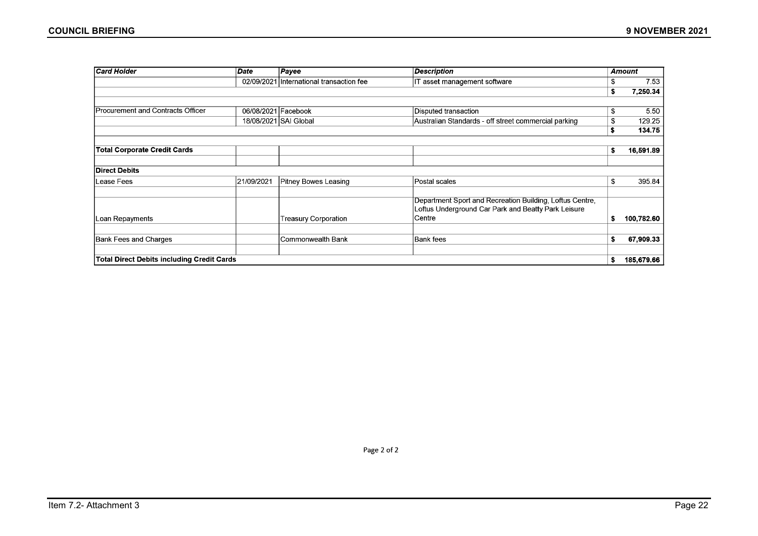| *Card Holder* | *Date* | *Payee* | *Description* | *Amount* |
|---|---|---|---|---|
| | 02/09/2021 | International transaction fee | IT asset management software | $ 7.53 |
| | | | | **$ 7,250.34** |
| | | | | |
| Procurement and Contracts Officer | 06/08/2021 | Facebook | Disputed transaction | $ 5.50 |
| | 18/08/2021 | SAI Global | Australian Standards - off street commercial parking | $ 129.25 |
| | | | | **$ 134.75** |
| | | | | |
| **Total Corporate Credit Cards** | | | | **$ 16,591.89** |
| | | | | |
| **Direct Debits** | | | | |
| Lease Fees | 21/09/2021 | Pitney Bowes Leasing | Postal scales | $ 395.84 |
| | | | | |
| Loan Repayments | | Treasury Corporation | Department Sport and Recreation Building, Loftus Centre, Loftus Underground Car Park and Beatty Park Leisure Centre | **$ 100,782.60** |
| | | | | |
| Bank Fees and Charges | | Commonwealth Bank | Bank fees | **$ 67,909.33** |
| | | | | |
| **Total Direct Debits including Credit Cards** | | | | **$ 185,679.66** |